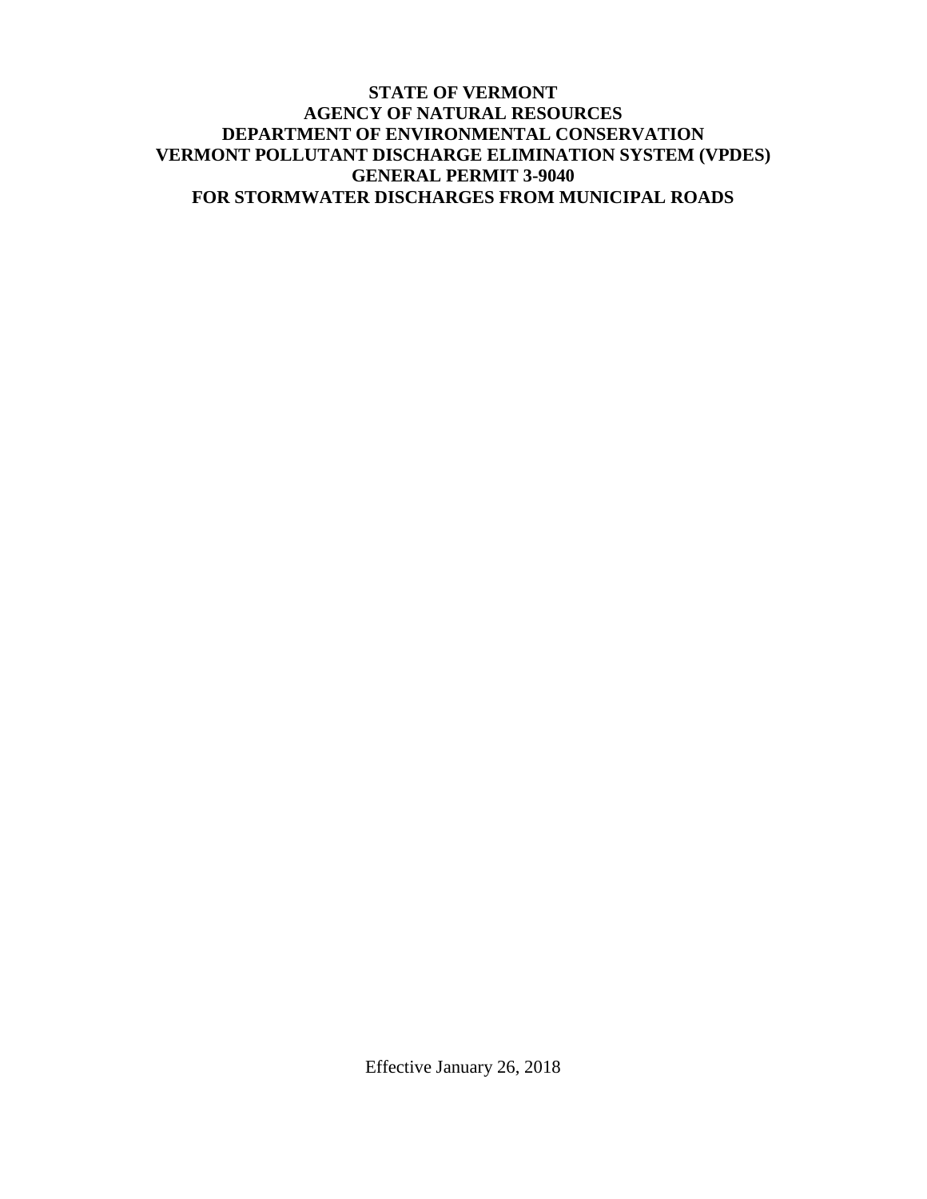# STATE OF VERMONT
# AGENCY OF NATURAL RESOURCES
# DEPARTMENT OF ENVIRONMENTAL CONSERVATION
# VERMONT POLLUTANT DISCHARGE ELIMINATION SYSTEM (VPDES)
# GENERAL PERMIT 3-9040
# FOR STORMWATER DISCHARGES FROM MUNICIPAL ROADS

Effective January 26, 2018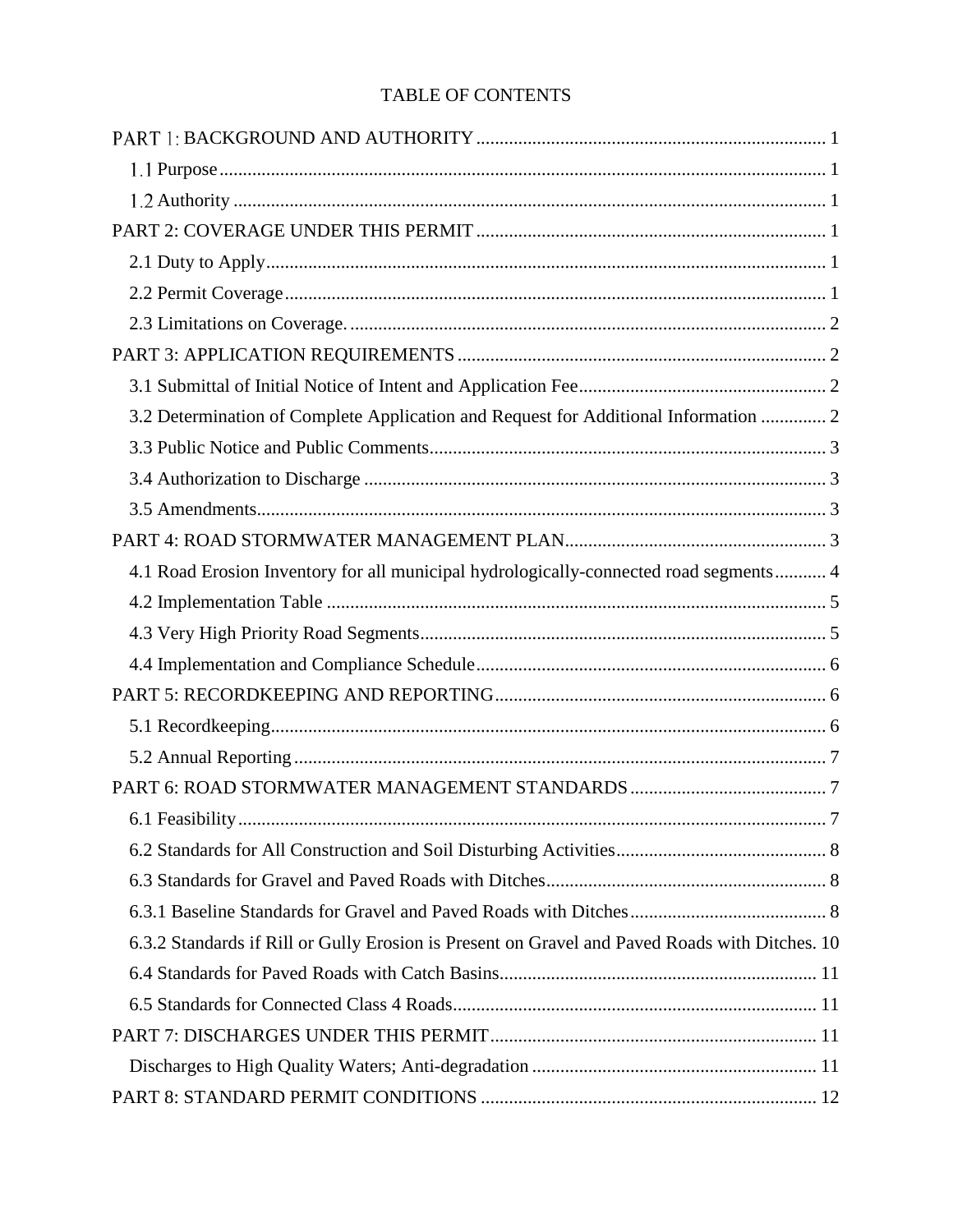# TABLE OF CONTENTS

PART 1: BACKGROUND AND AUTHORITY ........................................................................ 1

1.1 Purpose ........................................................................................................................ 1

1.2 Authority ...................................................................................................................... 1

PART 2: COVERAGE UNDER THIS PERMIT ......................................................................... 1

2.1 Duty to Apply ............................................................................................................... 1

2.2 Permit Coverage ........................................................................................................... 1

2.3 Limitations on Coverage. ............................................................................................... 2

PART 3: APPLICATION REQUIREMENTS ............................................................................. 2

3.1 Submittal of Initial Notice of Intent and Application Fee ................................................... 2

3.2 Determination of Complete Application and Request for Additional Information ............. 2

3.3 Public Notice and Public Comments ................................................................................. 3

3.4 Authorization to Discharge ............................................................................................. 3

3.5 Amendments .................................................................................................................. 3

PART 4: ROAD STORMWATER MANAGEMENT PLAN ........................................................ 3

4.1 Road Erosion Inventory for all municipal hydrologically-connected road segments ........... 4

4.2 Implementation Table ..................................................................................................... 5

4.3 Very High Priority Road Segments .................................................................................. 5

4.4 Implementation and Compliance Schedule ....................................................................... 6

PART 5: RECORDKEEPING AND REPORTING ...................................................................... 6

5.1 Recordkeeping ............................................................................................................... 6

5.2 Annual Reporting ........................................................................................................... 7

PART 6: ROAD STORMWATER MANAGEMENT STANDARDS ............................................. 7

6.1 Feasibility ...................................................................................................................... 7

6.2 Standards for All Construction and Soil Disturbing Activities ............................................ 8

6.3 Standards for Gravel and Paved Roads with Ditches ......................................................... 8

6.3.1 Baseline Standards for Gravel and Paved Roads with Ditches ......................................... 8

6.3.2 Standards if Rill or Gully Erosion is Present on Gravel and Paved Roads with Ditches. 10

6.4 Standards for Paved Roads with Catch Basins ................................................................. 11

6.5 Standards for Connected Class 4 Roads ........................................................................... 11

PART 7: DISCHARGES UNDER THIS PERMIT ..................................................................... 11

Discharges to High Quality Waters; Anti-degradation ......................................................... 11

PART 8: STANDARD PERMIT CONDITIONS ....................................................................... 12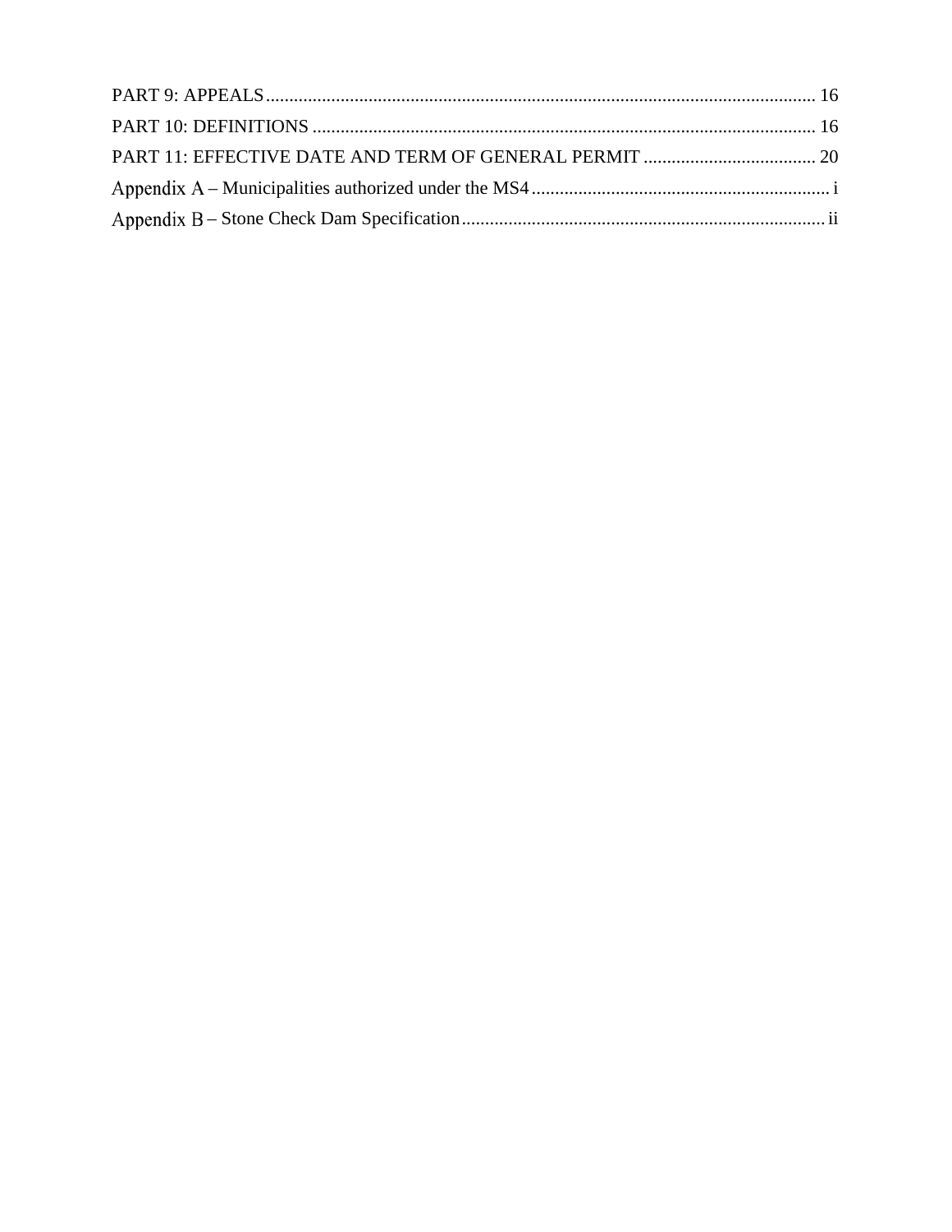PART 9: APPEALS ........................................................................................................................ 16
PART 10: DEFINITIONS ............................................................................................................ 16
PART 11: EFFECTIVE DATE AND TERM OF GENERAL PERMIT ..................................... 20
Appendix A – Municipalities authorized under the MS4 ................................................................ i
Appendix B – Stone Check Dam Specification .............................................................................. ii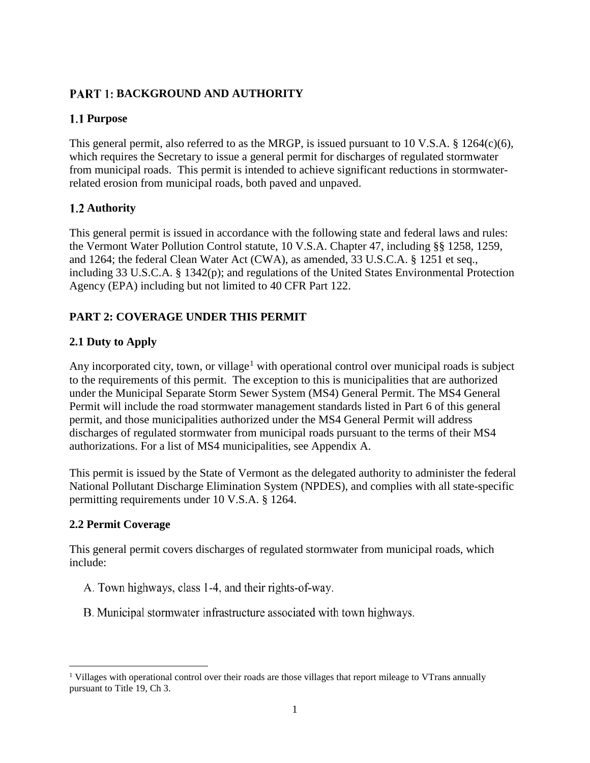# PART 1: BACKGROUND AND AUTHORITY

## 1.1 Purpose

This general permit, also referred to as the MRGP, is issued pursuant to 10 V.S.A. § 1264(c)(6), which requires the Secretary to issue a general permit for discharges of regulated stormwater from municipal roads. This permit is intended to achieve significant reductions in stormwater-related erosion from municipal roads, both paved and unpaved.

## 1.2 Authority

This general permit is issued in accordance with the following state and federal laws and rules: the Vermont Water Pollution Control statute, 10 V.S.A. Chapter 47, including §§ 1258, 1259, and 1264; the federal Clean Water Act (CWA), as amended, 33 U.S.C.A. § 1251 et seq., including 33 U.S.C.A. § 1342(p); and regulations of the United States Environmental Protection Agency (EPA) including but not limited to 40 CFR Part 122.

# PART 2: COVERAGE UNDER THIS PERMIT

## 2.1 Duty to Apply

Any incorporated city, town, or village[1] with operational control over municipal roads is subject to the requirements of this permit. The exception to this is municipalities that are authorized under the Municipal Separate Storm Sewer System (MS4) General Permit. The MS4 General Permit will include the road stormwater management standards listed in Part 6 of this general permit, and those municipalities authorized under the MS4 General Permit will address discharges of regulated stormwater from municipal roads pursuant to the terms of their MS4 authorizations. For a list of MS4 municipalities, see Appendix A.

This permit is issued by the State of Vermont as the delegated authority to administer the federal National Pollutant Discharge Elimination System (NPDES), and complies with all state-specific permitting requirements under 10 V.S.A. § 1264.

## 2.2 Permit Coverage

This general permit covers discharges of regulated stormwater from municipal roads, which include:

A. Town highways, class 1-4, and their rights-of-way.

B. Municipal stormwater infrastructure associated with town highways.

---

[1] Villages with operational control over their roads are those villages that report mileage to VTrans annually pursuant to Title 19, Ch 3.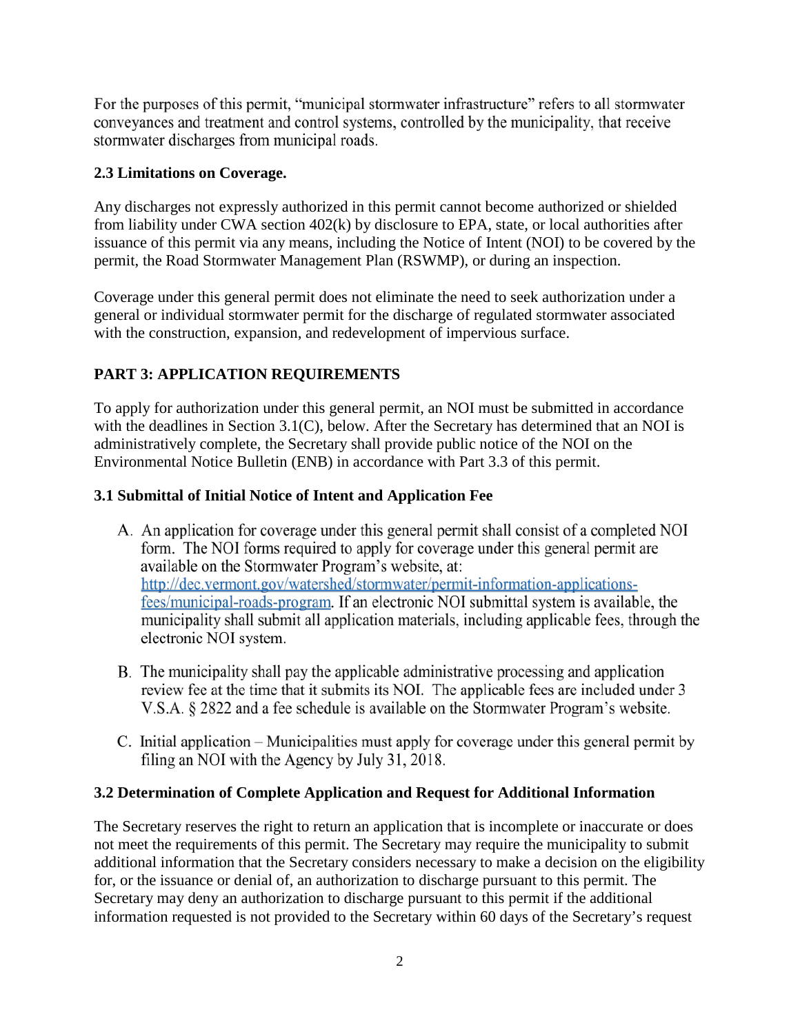For the purposes of this permit, "municipal stormwater infrastructure" refers to all stormwater conveyances and treatment and control systems, controlled by the municipality, that receive stormwater discharges from municipal roads.

### 2.3 Limitations on Coverage.

Any discharges not expressly authorized in this permit cannot become authorized or shielded from liability under CWA section 402(k) by disclosure to EPA, state, or local authorities after issuance of this permit via any means, including the Notice of Intent (NOI) to be covered by the permit, the Road Stormwater Management Plan (RSWMP), or during an inspection.

Coverage under this general permit does not eliminate the need to seek authorization under a general or individual stormwater permit for the discharge of regulated stormwater associated with the construction, expansion, and redevelopment of impervious surface.

## PART 3: APPLICATION REQUIREMENTS

To apply for authorization under this general permit, an NOI must be submitted in accordance with the deadlines in Section 3.1(C), below. After the Secretary has determined that an NOI is administratively complete, the Secretary shall provide public notice of the NOI on the Environmental Notice Bulletin (ENB) in accordance with Part 3.3 of this permit.

### 3.1 Submittal of Initial Notice of Intent and Application Fee

A. An application for coverage under this general permit shall consist of a completed NOI form. The NOI forms required to apply for coverage under this general permit are available on the Stormwater Program's website, at: http://dec.vermont.gov/watershed/stormwater/permit-information-applications-fees/municipal-roads-program. If an electronic NOI submittal system is available, the municipality shall submit all application materials, including applicable fees, through the electronic NOI system.

B. The municipality shall pay the applicable administrative processing and application review fee at the time that it submits its NOI. The applicable fees are included under 3 V.S.A. § 2822 and a fee schedule is available on the Stormwater Program's website.

C. Initial application – Municipalities must apply for coverage under this general permit by filing an NOI with the Agency by July 31, 2018.

### 3.2 Determination of Complete Application and Request for Additional Information

The Secretary reserves the right to return an application that is incomplete or inaccurate or does not meet the requirements of this permit. The Secretary may require the municipality to submit additional information that the Secretary considers necessary to make a decision on the eligibility for, or the issuance or denial of, an authorization to discharge pursuant to this permit. The Secretary may deny an authorization to discharge pursuant to this permit if the additional information requested is not provided to the Secretary within 60 days of the Secretary's request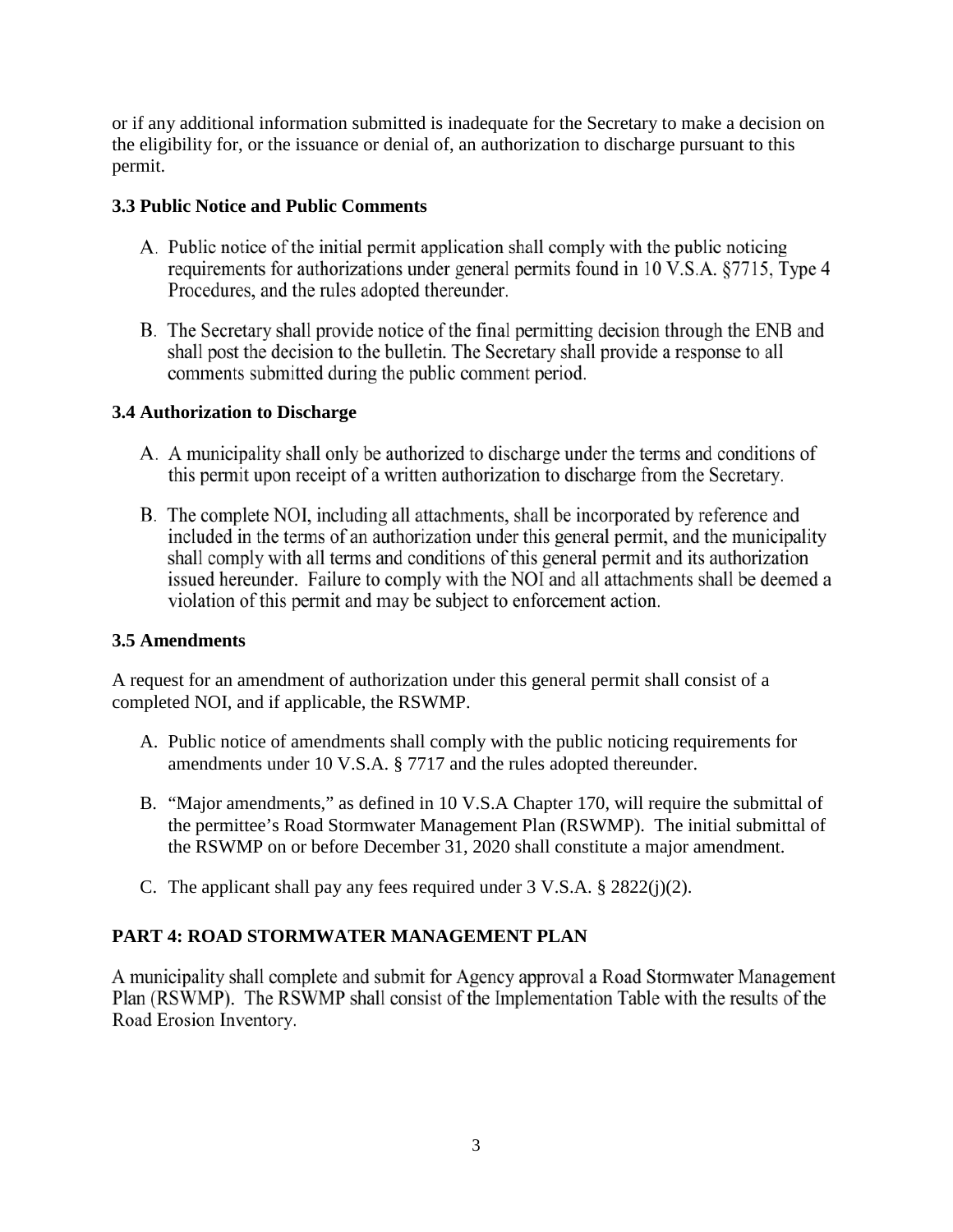or if any additional information submitted is inadequate for the Secretary to make a decision on the eligibility for, or the issuance or denial of, an authorization to discharge pursuant to this permit.

### 3.3 Public Notice and Public Comments

A. Public notice of the initial permit application shall comply with the public noticing requirements for authorizations under general permits found in 10 V.S.A. §7715, Type 4 Procedures, and the rules adopted thereunder.

B. The Secretary shall provide notice of the final permitting decision through the ENB and shall post the decision to the bulletin. The Secretary shall provide a response to all comments submitted during the public comment period.

### 3.4 Authorization to Discharge

A. A municipality shall only be authorized to discharge under the terms and conditions of this permit upon receipt of a written authorization to discharge from the Secretary.

B. The complete NOI, including all attachments, shall be incorporated by reference and included in the terms of an authorization under this general permit, and the municipality shall comply with all terms and conditions of this general permit and its authorization issued hereunder. Failure to comply with the NOI and all attachments shall be deemed a violation of this permit and may be subject to enforcement action.

### 3.5 Amendments

A request for an amendment of authorization under this general permit shall consist of a completed NOI, and if applicable, the RSWMP.

A. Public notice of amendments shall comply with the public noticing requirements for amendments under 10 V.S.A. § 7717 and the rules adopted thereunder.

B. "Major amendments," as defined in 10 V.S.A Chapter 170, will require the submittal of the permittee's Road Stormwater Management Plan (RSWMP). The initial submittal of the RSWMP on or before December 31, 2020 shall constitute a major amendment.

C. The applicant shall pay any fees required under 3 V.S.A. § 2822(j)(2).

## PART 4: ROAD STORMWATER MANAGEMENT PLAN

A municipality shall complete and submit for Agency approval a Road Stormwater Management Plan (RSWMP). The RSWMP shall consist of the Implementation Table with the results of the Road Erosion Inventory.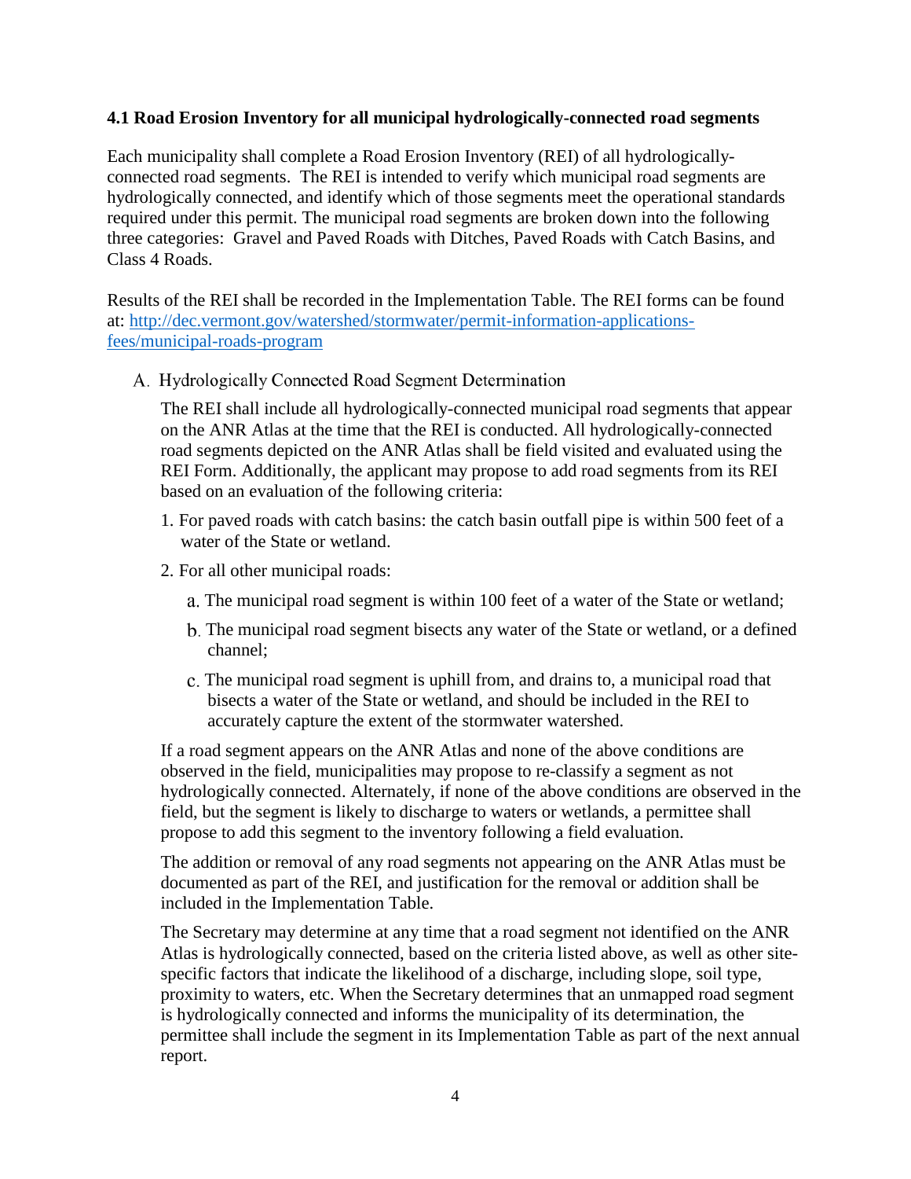### 4.1 Road Erosion Inventory for all municipal hydrologically-connected road segments

Each municipality shall complete a Road Erosion Inventory (REI) of all hydrologically-connected road segments. The REI is intended to verify which municipal road segments are hydrologically connected, and identify which of those segments meet the operational standards required under this permit. The municipal road segments are broken down into the following three categories: Gravel and Paved Roads with Ditches, Paved Roads with Catch Basins, and Class 4 Roads.

Results of the REI shall be recorded in the Implementation Table. The REI forms can be found at: [http://dec.vermont.gov/watershed/stormwater/permit-information-applications-fees/municipal-roads-program](http://dec.vermont.gov/watershed/stormwater/permit-information-applications-fees/municipal-roads-program)

A. Hydrologically Connected Road Segment Determination

The REI shall include all hydrologically-connected municipal road segments that appear on the ANR Atlas at the time that the REI is conducted. All hydrologically-connected road segments depicted on the ANR Atlas shall be field visited and evaluated using the REI Form. Additionally, the applicant may propose to add road segments from its REI based on an evaluation of the following criteria:

1. For paved roads with catch basins: the catch basin outfall pipe is within 500 feet of a water of the State or wetland.
2. For all other municipal roads:
   a. The municipal road segment is within 100 feet of a water of the State or wetland;
   b. The municipal road segment bisects any water of the State or wetland, or a defined channel;
   c. The municipal road segment is uphill from, and drains to, a municipal road that bisects a water of the State or wetland, and should be included in the REI to accurately capture the extent of the stormwater watershed.

If a road segment appears on the ANR Atlas and none of the above conditions are observed in the field, municipalities may propose to re-classify a segment as not hydrologically connected. Alternately, if none of the above conditions are observed in the field, but the segment is likely to discharge to waters or wetlands, a permittee shall propose to add this segment to the inventory following a field evaluation.

The addition or removal of any road segments not appearing on the ANR Atlas must be documented as part of the REI, and justification for the removal or addition shall be included in the Implementation Table.

The Secretary may determine at any time that a road segment not identified on the ANR Atlas is hydrologically connected, based on the criteria listed above, as well as other site-specific factors that indicate the likelihood of a discharge, including slope, soil type, proximity to waters, etc. When the Secretary determines that an unmapped road segment is hydrologically connected and informs the municipality of its determination, the permittee shall include the segment in its Implementation Table as part of the next annual report.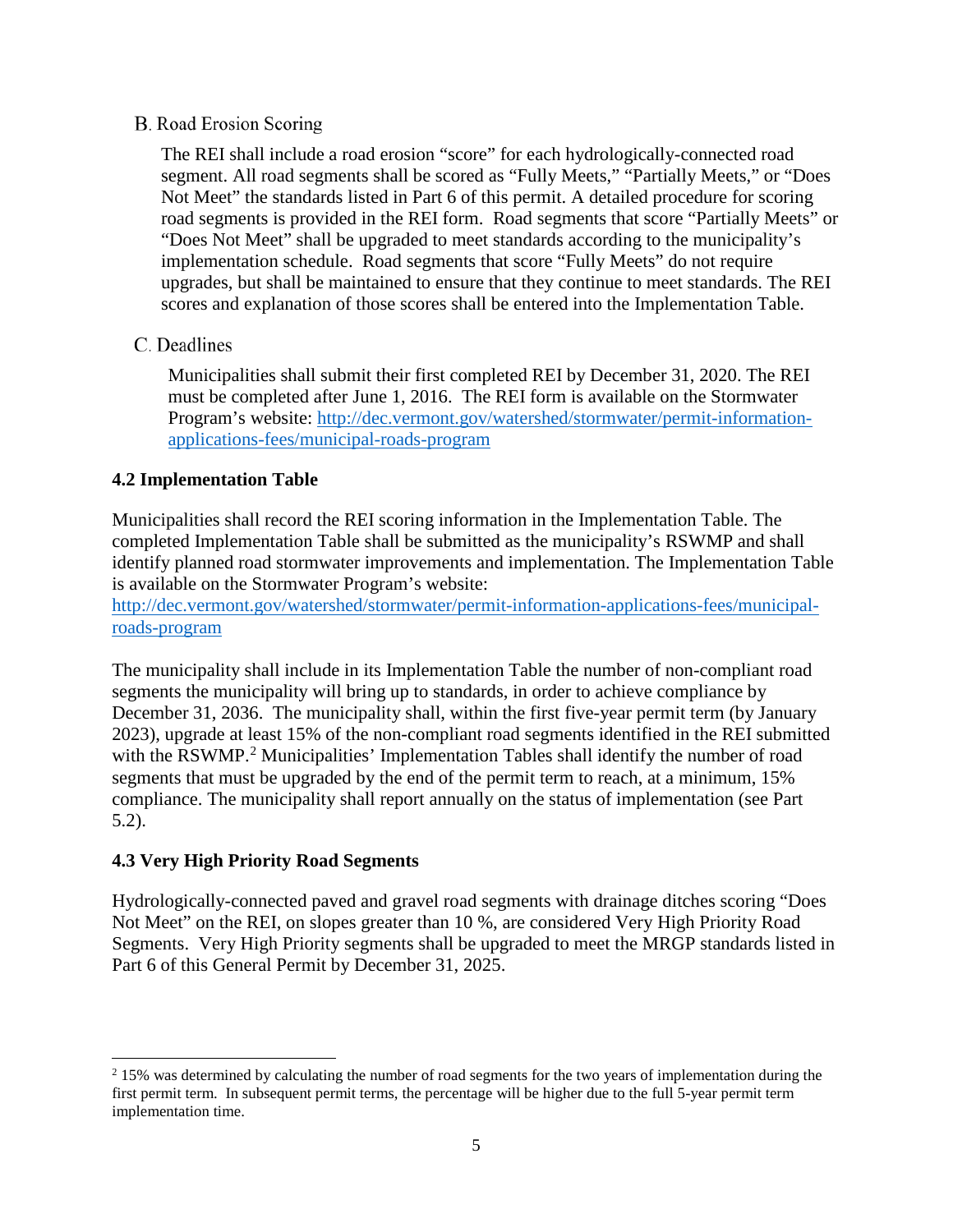### B. Road Erosion Scoring

The REI shall include a road erosion "score" for each hydrologically-connected road segment. All road segments shall be scored as "Fully Meets," "Partially Meets," or "Does Not Meet" the standards listed in Part 6 of this permit. A detailed procedure for scoring road segments is provided in the REI form. Road segments that score "Partially Meets" or "Does Not Meet" shall be upgraded to meet standards according to the municipality's implementation schedule. Road segments that score "Fully Meets" do not require upgrades, but shall be maintained to ensure that they continue to meet standards. The REI scores and explanation of those scores shall be entered into the Implementation Table.

### C. Deadlines

Municipalities shall submit their first completed REI by December 31, 2020. The REI must be completed after June 1, 2016. The REI form is available on the Stormwater Program's website: [http://dec.vermont.gov/watershed/stormwater/permit-information-applications-fees/municipal-roads-program](http://dec.vermont.gov/watershed/stormwater/permit-information-applications-fees/municipal-roads-program)

## 4.2 Implementation Table

Municipalities shall record the REI scoring information in the Implementation Table. The completed Implementation Table shall be submitted as the municipality's RSWMP and shall identify planned road stormwater improvements and implementation. The Implementation Table is available on the Stormwater Program's website: [http://dec.vermont.gov/watershed/stormwater/permit-information-applications-fees/municipal-roads-program](http://dec.vermont.gov/watershed/stormwater/permit-information-applications-fees/municipal-roads-program)

The municipality shall include in its Implementation Table the number of non-compliant road segments the municipality will bring up to standards, in order to achieve compliance by December 31, 2036. The municipality shall, within the first five-year permit term (by January 2023), upgrade at least 15% of the non-compliant road segments identified in the REI submitted with the RSWMP.[2] Municipalities' Implementation Tables shall identify the number of road segments that must be upgraded by the end of the permit term to reach, at a minimum, 15% compliance. The municipality shall report annually on the status of implementation (see Part 5.2).

## 4.3 Very High Priority Road Segments

Hydrologically-connected paved and gravel road segments with drainage ditches scoring "Does Not Meet" on the REI, on slopes greater than 10 %, are considered Very High Priority Road Segments. Very High Priority segments shall be upgraded to meet the MRGP standards listed in Part 6 of this General Permit by December 31, 2025.

---

[2] 15% was determined by calculating the number of road segments for the two years of implementation during the first permit term. In subsequent permit terms, the percentage will be higher due to the full 5-year permit term implementation time.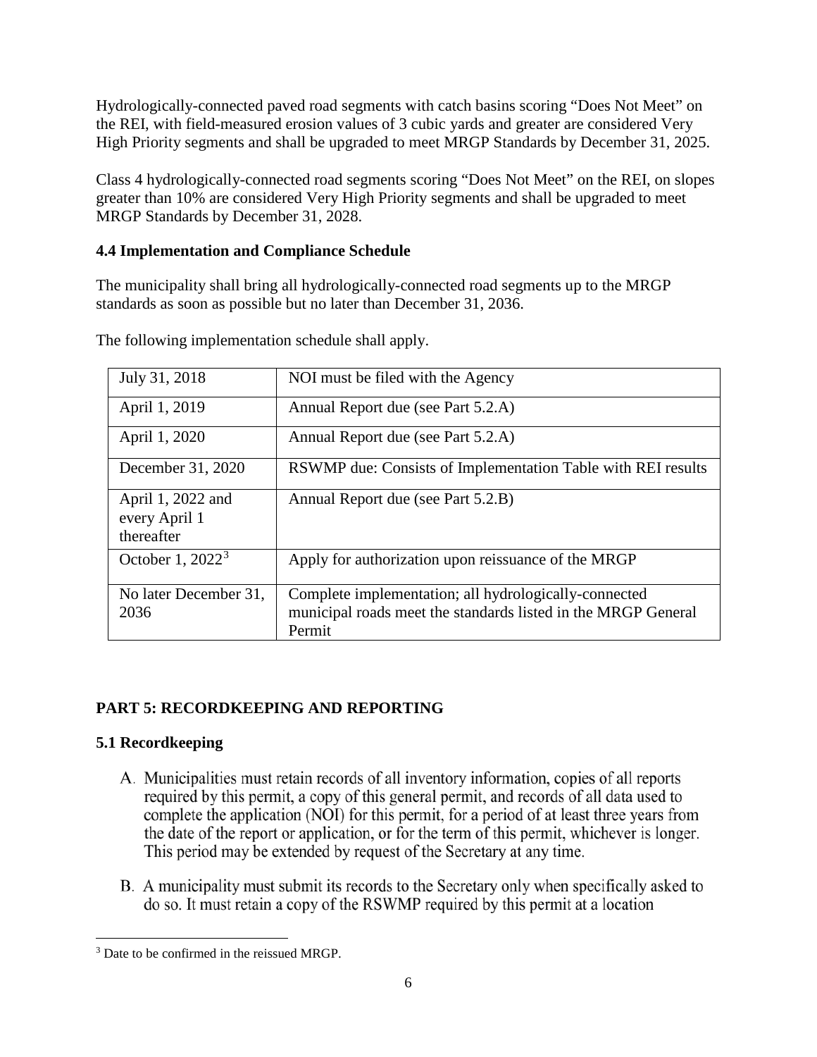Hydrologically-connected paved road segments with catch basins scoring "Does Not Meet" on the REI, with field-measured erosion values of 3 cubic yards and greater are considered Very High Priority segments and shall be upgraded to meet MRGP Standards by December 31, 2025.

Class 4 hydrologically-connected road segments scoring "Does Not Meet" on the REI, on slopes greater than 10% are considered Very High Priority segments and shall be upgraded to meet MRGP Standards by December 31, 2028.

### 4.4 Implementation and Compliance Schedule

The municipality shall bring all hydrologically-connected road segments up to the MRGP standards as soon as possible but no later than December 31, 2036.

The following implementation schedule shall apply.

| | |
|---|---|
| July 31, 2018 | NOI must be filed with the Agency |
| April 1, 2019 | Annual Report due (see Part 5.2.A) |
| April 1, 2020 | Annual Report due (see Part 5.2.A) |
| December 31, 2020 | RSWMP due: Consists of Implementation Table with REI results |
| April 1, 2022 and every April 1 thereafter | Annual Report due (see Part 5.2.B) |
| October 1, 2022[3] | Apply for authorization upon reissuance of the MRGP |
| No later December 31, 2036 | Complete implementation; all hydrologically-connected municipal roads meet the standards listed in the MRGP General Permit |

## PART 5: RECORDKEEPING AND REPORTING

### 5.1 Recordkeeping

A. Municipalities must retain records of all inventory information, copies of all reports required by this permit, a copy of this general permit, and records of all data used to complete the application (NOI) for this permit, for a period of at least three years from the date of the report or application, or for the term of this permit, whichever is longer. This period may be extended by request of the Secretary at any time.

B. A municipality must submit its records to the Secretary only when specifically asked to do so. It must retain a copy of the RSWMP required by this permit at a location

[3] Date to be confirmed in the reissued MRGP.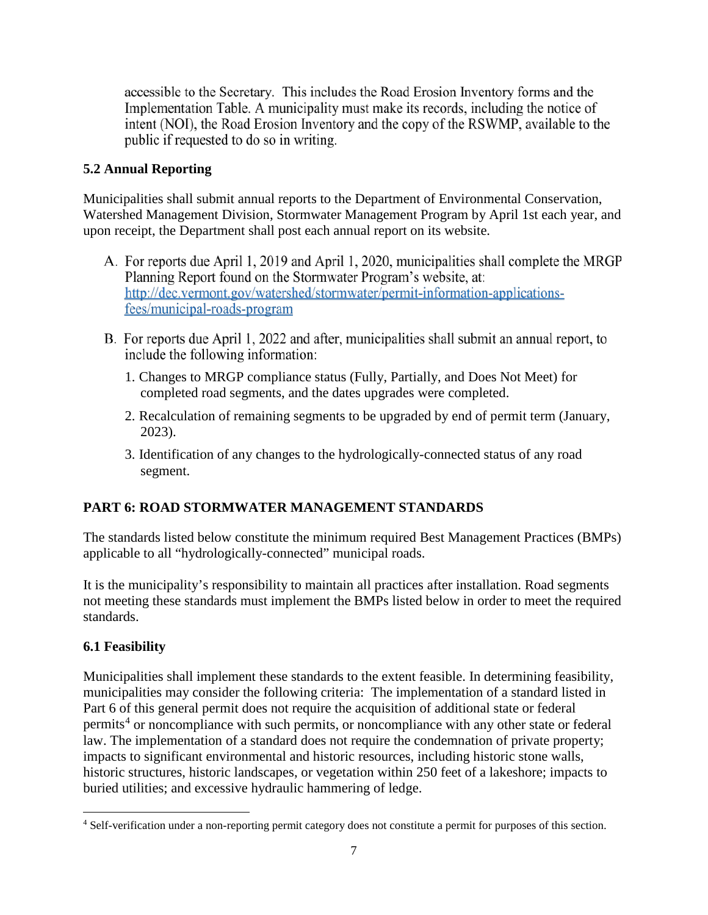accessible to the Secretary. This includes the Road Erosion Inventory forms and the Implementation Table. A municipality must make its records, including the notice of intent (NOI), the Road Erosion Inventory and the copy of the RSWMP, available to the public if requested to do so in writing.

### 5.2 Annual Reporting

Municipalities shall submit annual reports to the Department of Environmental Conservation, Watershed Management Division, Stormwater Management Program by April 1st each year, and upon receipt, the Department shall post each annual report on its website.

A. For reports due April 1, 2019 and April 1, 2020, municipalities shall complete the MRGP Planning Report found on the Stormwater Program's website, at: [http://dec.vermont.gov/watershed/stormwater/permit-information-applications-fees/municipal-roads-program](http://dec.vermont.gov/watershed/stormwater/permit-information-applications-fees/municipal-roads-program)

B. For reports due April 1, 2022 and after, municipalities shall submit an annual report, to include the following information:

   1. Changes to MRGP compliance status (Fully, Partially, and Does Not Meet) for completed road segments, and the dates upgrades were completed.
   2. Recalculation of remaining segments to be upgraded by end of permit term (January, 2023).
   3. Identification of any changes to the hydrologically-connected status of any road segment.

## PART 6: ROAD STORMWATER MANAGEMENT STANDARDS

The standards listed below constitute the minimum required Best Management Practices (BMPs) applicable to all "hydrologically-connected" municipal roads.

It is the municipality's responsibility to maintain all practices after installation. Road segments not meeting these standards must implement the BMPs listed below in order to meet the required standards.

### 6.1 Feasibility

Municipalities shall implement these standards to the extent feasible. In determining feasibility, municipalities may consider the following criteria: The implementation of a standard listed in Part 6 of this general permit does not require the acquisition of additional state or federal permits[4] or noncompliance with such permits, or noncompliance with any other state or federal law. The implementation of a standard does not require the condemnation of private property; impacts to significant environmental and historic resources, including historic stone walls, historic structures, historic landscapes, or vegetation within 250 feet of a lakeshore; impacts to buried utilities; and excessive hydraulic hammering of ledge.

[4] Self-verification under a non-reporting permit category does not constitute a permit for purposes of this section.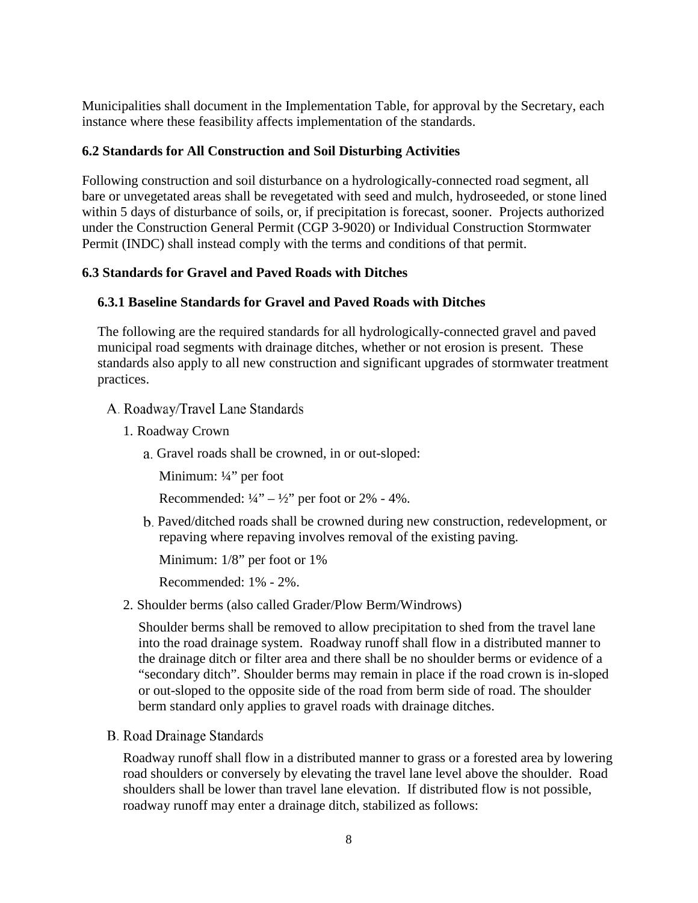Municipalities shall document in the Implementation Table, for approval by the Secretary, each instance where these feasibility affects implementation of the standards.

### 6.2 Standards for All Construction and Soil Disturbing Activities

Following construction and soil disturbance on a hydrologically-connected road segment, all bare or unvegetated areas shall be revegetated with seed and mulch, hydroseeded, or stone lined within 5 days of disturbance of soils, or, if precipitation is forecast, sooner. Projects authorized under the Construction General Permit (CGP 3-9020) or Individual Construction Stormwater Permit (INDC) shall instead comply with the terms and conditions of that permit.

### 6.3 Standards for Gravel and Paved Roads with Ditches

#### 6.3.1 Baseline Standards for Gravel and Paved Roads with Ditches

The following are the required standards for all hydrologically-connected gravel and paved municipal road segments with drainage ditches, whether or not erosion is present. These standards also apply to all new construction and significant upgrades of stormwater treatment practices.

A. Roadway/Travel Lane Standards

1. Roadway Crown

   a. Gravel roads shall be crowned, in or out-sloped:

      Minimum: ¼" per foot

      Recommended: ¼" – ½" per foot or 2% - 4%.

   b. Paved/ditched roads shall be crowned during new construction, redevelopment, or repaving where repaving involves removal of the existing paving.

      Minimum: 1/8" per foot or 1%

      Recommended: 1% - 2%.

2. Shoulder berms (also called Grader/Plow Berm/Windrows)

   Shoulder berms shall be removed to allow precipitation to shed from the travel lane into the road drainage system. Roadway runoff shall flow in a distributed manner to the drainage ditch or filter area and there shall be no shoulder berms or evidence of a "secondary ditch". Shoulder berms may remain in place if the road crown is in-sloped or out-sloped to the opposite side of the road from berm side of road. The shoulder berm standard only applies to gravel roads with drainage ditches.

B. Road Drainage Standards

Roadway runoff shall flow in a distributed manner to grass or a forested area by lowering road shoulders or conversely by elevating the travel lane level above the shoulder. Road shoulders shall be lower than travel lane elevation. If distributed flow is not possible, roadway runoff may enter a drainage ditch, stabilized as follows: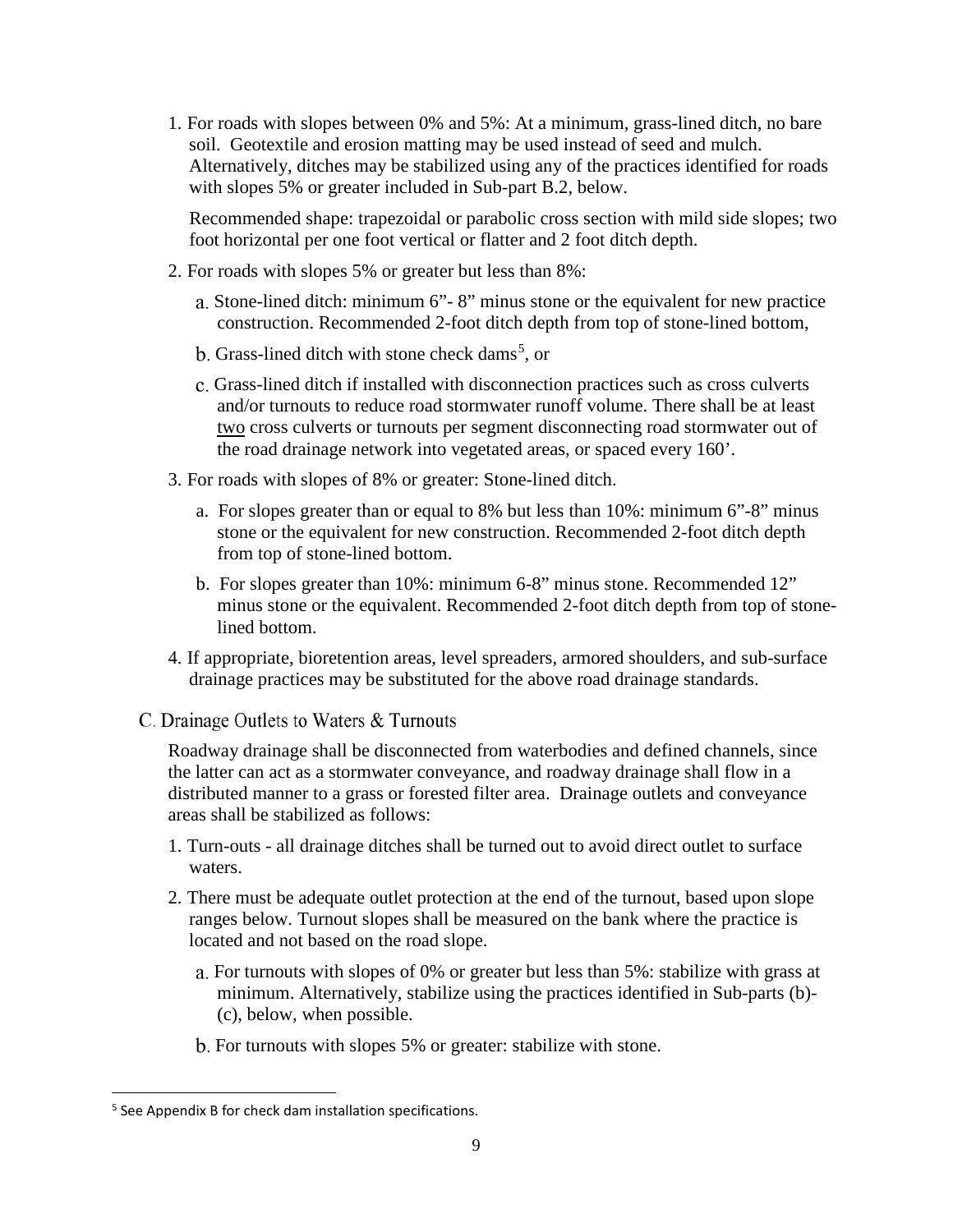1. For roads with slopes between 0% and 5%: At a minimum, grass-lined ditch, no bare soil. Geotextile and erosion matting may be used instead of seed and mulch. Alternatively, ditches may be stabilized using any of the practices identified for roads with slopes 5% or greater included in Sub-part B.2, below.

   Recommended shape: trapezoidal or parabolic cross section with mild side slopes; two foot horizontal per one foot vertical or flatter and 2 foot ditch depth.

2. For roads with slopes 5% or greater but less than 8%:

   a. Stone-lined ditch: minimum 6"- 8" minus stone or the equivalent for new practice construction. Recommended 2-foot ditch depth from top of stone-lined bottom,

   b. Grass-lined ditch with stone check dams[5], or

   c. Grass-lined ditch if installed with disconnection practices such as cross culverts and/or turnouts to reduce road stormwater runoff volume. There shall be at least two cross culverts or turnouts per segment disconnecting road stormwater out of the road drainage network into vegetated areas, or spaced every 160'.

3. For roads with slopes of 8% or greater: Stone-lined ditch.

   a. For slopes greater than or equal to 8% but less than 10%: minimum 6"-8" minus stone or the equivalent for new construction. Recommended 2-foot ditch depth from top of stone-lined bottom.

   b. For slopes greater than 10%: minimum 6-8" minus stone. Recommended 12" minus stone or the equivalent. Recommended 2-foot ditch depth from top of stone-lined bottom.

4. If appropriate, bioretention areas, level spreaders, armored shoulders, and sub-surface drainage practices may be substituted for the above road drainage standards.

### C. Drainage Outlets to Waters & Turnouts

Roadway drainage shall be disconnected from waterbodies and defined channels, since the latter can act as a stormwater conveyance, and roadway drainage shall flow in a distributed manner to a grass or forested filter area. Drainage outlets and conveyance areas shall be stabilized as follows:

1. Turn-outs - all drainage ditches shall be turned out to avoid direct outlet to surface waters.

2. There must be adequate outlet protection at the end of the turnout, based upon slope ranges below. Turnout slopes shall be measured on the bank where the practice is located and not based on the road slope.

   a. For turnouts with slopes of 0% or greater but less than 5%: stabilize with grass at minimum. Alternatively, stabilize using the practices identified in Sub-parts (b)-(c), below, when possible.

   b. For turnouts with slopes 5% or greater: stabilize with stone.

---

[5] See Appendix B for check dam installation specifications.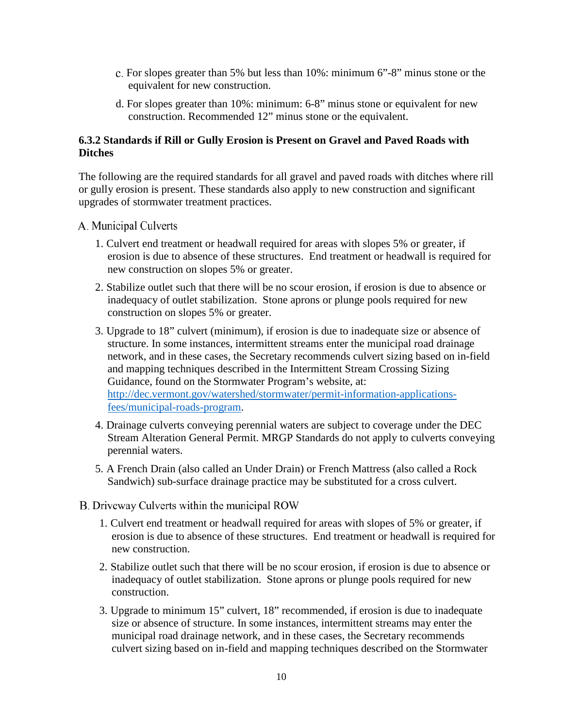c. For slopes greater than 5% but less than 10%: minimum 6”-8” minus stone or the equivalent for new construction.

d. For slopes greater than 10%: minimum: 6-8” minus stone or equivalent for new construction. Recommended 12” minus stone or the equivalent.

### 6.3.2 Standards if Rill or Gully Erosion is Present on Gravel and Paved Roads with Ditches

The following are the required standards for all gravel and paved roads with ditches where rill or gully erosion is present. These standards also apply to new construction and significant upgrades of stormwater treatment practices.

A. Municipal Culverts

1. Culvert end treatment or headwall required for areas with slopes 5% or greater, if erosion is due to absence of these structures. End treatment or headwall is required for new construction on slopes 5% or greater.
2. Stabilize outlet such that there will be no scour erosion, if erosion is due to absence or inadequacy of outlet stabilization. Stone aprons or plunge pools required for new construction on slopes 5% or greater.
3. Upgrade to 18” culvert (minimum), if erosion is due to inadequate size or absence of structure. In some instances, intermittent streams enter the municipal road drainage network, and in these cases, the Secretary recommends culvert sizing based on in-field and mapping techniques described in the Intermittent Stream Crossing Sizing Guidance, found on the Stormwater Program’s website, at: [http://dec.vermont.gov/watershed/stormwater/permit-information-applications-fees/municipal-roads-program](http://dec.vermont.gov/watershed/stormwater/permit-information-applications-fees/municipal-roads-program).
4. Drainage culverts conveying perennial waters are subject to coverage under the DEC Stream Alteration General Permit. MRGP Standards do not apply to culverts conveying perennial waters.
5. A French Drain (also called an Under Drain) or French Mattress (also called a Rock Sandwich) sub-surface drainage practice may be substituted for a cross culvert.

B. Driveway Culverts within the municipal ROW

1. Culvert end treatment or headwall required for areas with slopes of 5% or greater, if erosion is due to absence of these structures. End treatment or headwall is required for new construction.
2. Stabilize outlet such that there will be no scour erosion, if erosion is due to absence or inadequacy of outlet stabilization. Stone aprons or plunge pools required for new construction.
3. Upgrade to minimum 15” culvert, 18” recommended, if erosion is due to inadequate size or absence of structure. In some instances, intermittent streams may enter the municipal road drainage network, and in these cases, the Secretary recommends culvert sizing based on in-field and mapping techniques described on the Stormwater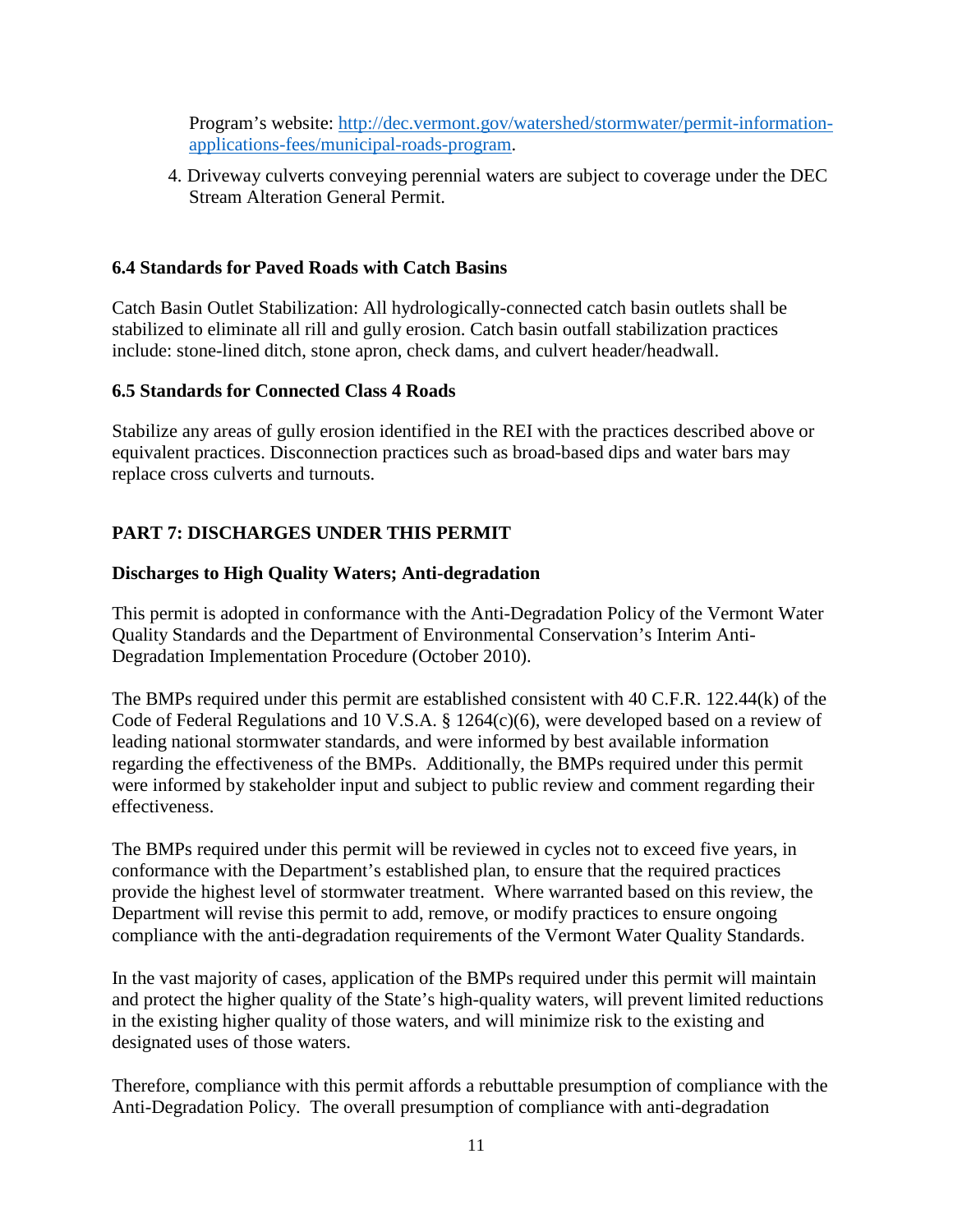Program's website: [http://dec.vermont.gov/watershed/stormwater/permit-information-applications-fees/municipal-roads-program](http://dec.vermont.gov/watershed/stormwater/permit-information-applications-fees/municipal-roads-program).

4. Driveway culverts conveying perennial waters are subject to coverage under the DEC Stream Alteration General Permit.

### 6.4 Standards for Paved Roads with Catch Basins

Catch Basin Outlet Stabilization: All hydrologically-connected catch basin outlets shall be stabilized to eliminate all rill and gully erosion. Catch basin outfall stabilization practices include: stone-lined ditch, stone apron, check dams, and culvert header/headwall.

### 6.5 Standards for Connected Class 4 Roads

Stabilize any areas of gully erosion identified in the REI with the practices described above or equivalent practices. Disconnection practices such as broad-based dips and water bars may replace cross culverts and turnouts.

## PART 7: DISCHARGES UNDER THIS PERMIT

### Discharges to High Quality Waters; Anti-degradation

This permit is adopted in conformance with the Anti-Degradation Policy of the Vermont Water Quality Standards and the Department of Environmental Conservation's Interim Anti-Degradation Implementation Procedure (October 2010).

The BMPs required under this permit are established consistent with 40 C.F.R. 122.44(k) of the Code of Federal Regulations and 10 V.S.A. § 1264(c)(6), were developed based on a review of leading national stormwater standards, and were informed by best available information regarding the effectiveness of the BMPs. Additionally, the BMPs required under this permit were informed by stakeholder input and subject to public review and comment regarding their effectiveness.

The BMPs required under this permit will be reviewed in cycles not to exceed five years, in conformance with the Department's established plan, to ensure that the required practices provide the highest level of stormwater treatment. Where warranted based on this review, the Department will revise this permit to add, remove, or modify practices to ensure ongoing compliance with the anti-degradation requirements of the Vermont Water Quality Standards.

In the vast majority of cases, application of the BMPs required under this permit will maintain and protect the higher quality of the State's high-quality waters, will prevent limited reductions in the existing higher quality of those waters, and will minimize risk to the existing and designated uses of those waters.

Therefore, compliance with this permit affords a rebuttable presumption of compliance with the Anti-Degradation Policy. The overall presumption of compliance with anti-degradation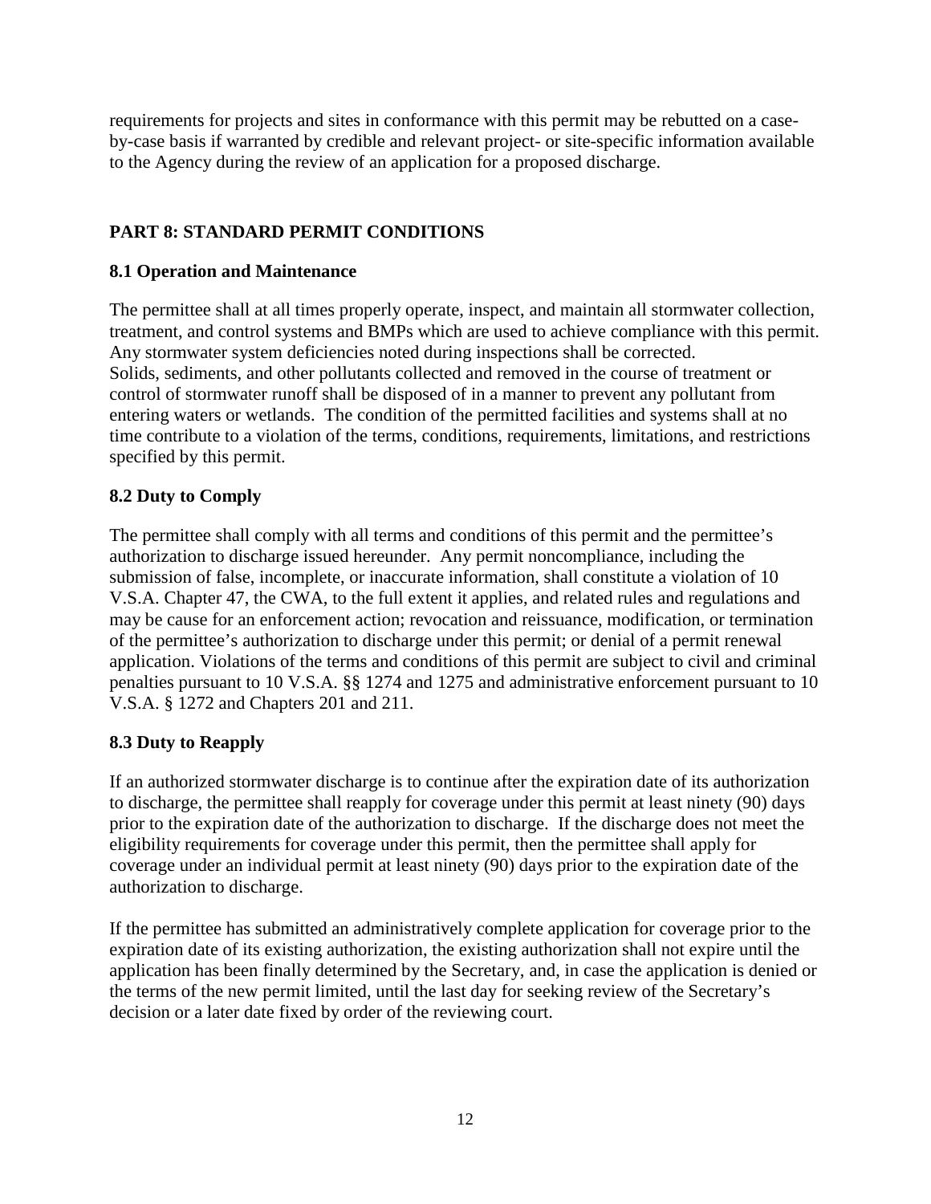requirements for projects and sites in conformance with this permit may be rebutted on a case-by-case basis if warranted by credible and relevant project- or site-specific information available to the Agency during the review of an application for a proposed discharge.

## PART 8: STANDARD PERMIT CONDITIONS

### 8.1 Operation and Maintenance

The permittee shall at all times properly operate, inspect, and maintain all stormwater collection, treatment, and control systems and BMPs which are used to achieve compliance with this permit. Any stormwater system deficiencies noted during inspections shall be corrected. Solids, sediments, and other pollutants collected and removed in the course of treatment or control of stormwater runoff shall be disposed of in a manner to prevent any pollutant from entering waters or wetlands. The condition of the permitted facilities and systems shall at no time contribute to a violation of the terms, conditions, requirements, limitations, and restrictions specified by this permit.

### 8.2 Duty to Comply

The permittee shall comply with all terms and conditions of this permit and the permittee's authorization to discharge issued hereunder. Any permit noncompliance, including the submission of false, incomplete, or inaccurate information, shall constitute a violation of 10 V.S.A. Chapter 47, the CWA, to the full extent it applies, and related rules and regulations and may be cause for an enforcement action; revocation and reissuance, modification, or termination of the permittee's authorization to discharge under this permit; or denial of a permit renewal application. Violations of the terms and conditions of this permit are subject to civil and criminal penalties pursuant to 10 V.S.A. §§ 1274 and 1275 and administrative enforcement pursuant to 10 V.S.A. § 1272 and Chapters 201 and 211.

### 8.3 Duty to Reapply

If an authorized stormwater discharge is to continue after the expiration date of its authorization to discharge, the permittee shall reapply for coverage under this permit at least ninety (90) days prior to the expiration date of the authorization to discharge. If the discharge does not meet the eligibility requirements for coverage under this permit, then the permittee shall apply for coverage under an individual permit at least ninety (90) days prior to the expiration date of the authorization to discharge.

If the permittee has submitted an administratively complete application for coverage prior to the expiration date of its existing authorization, the existing authorization shall not expire until the application has been finally determined by the Secretary, and, in case the application is denied or the terms of the new permit limited, until the last day for seeking review of the Secretary's decision or a later date fixed by order of the reviewing court.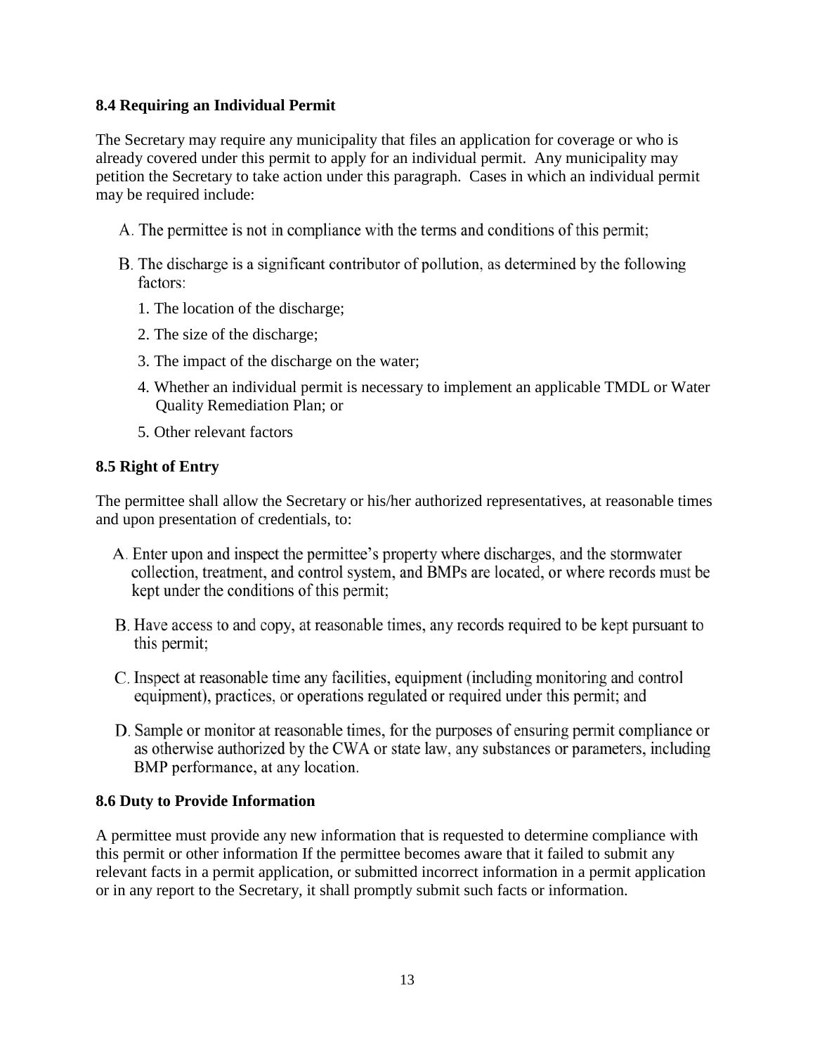### 8.4 Requiring an Individual Permit

The Secretary may require any municipality that files an application for coverage or who is already covered under this permit to apply for an individual permit. Any municipality may petition the Secretary to take action under this paragraph. Cases in which an individual permit may be required include:

A. The permittee is not in compliance with the terms and conditions of this permit;

B. The discharge is a significant contributor of pollution, as determined by the following factors:

1. The location of the discharge;
2. The size of the discharge;
3. The impact of the discharge on the water;
4. Whether an individual permit is necessary to implement an applicable TMDL or Water Quality Remediation Plan; or
5. Other relevant factors

### 8.5 Right of Entry

The permittee shall allow the Secretary or his/her authorized representatives, at reasonable times and upon presentation of credentials, to:

A. Enter upon and inspect the permittee's property where discharges, and the stormwater collection, treatment, and control system, and BMPs are located, or where records must be kept under the conditions of this permit;

B. Have access to and copy, at reasonable times, any records required to be kept pursuant to this permit;

C. Inspect at reasonable time any facilities, equipment (including monitoring and control equipment), practices, or operations regulated or required under this permit; and

D. Sample or monitor at reasonable times, for the purposes of ensuring permit compliance or as otherwise authorized by the CWA or state law, any substances or parameters, including BMP performance, at any location.

### 8.6 Duty to Provide Information

A permittee must provide any new information that is requested to determine compliance with this permit or other information If the permittee becomes aware that it failed to submit any relevant facts in a permit application, or submitted incorrect information in a permit application or in any report to the Secretary, it shall promptly submit such facts or information.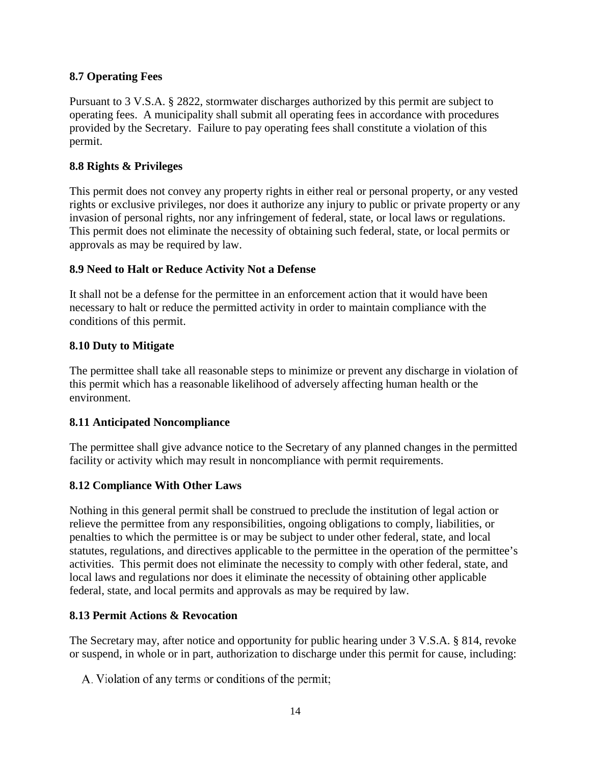### 8.7 Operating Fees

Pursuant to 3 V.S.A. § 2822, stormwater discharges authorized by this permit are subject to operating fees. A municipality shall submit all operating fees in accordance with procedures provided by the Secretary. Failure to pay operating fees shall constitute a violation of this permit.

### 8.8 Rights & Privileges

This permit does not convey any property rights in either real or personal property, or any vested rights or exclusive privileges, nor does it authorize any injury to public or private property or any invasion of personal rights, nor any infringement of federal, state, or local laws or regulations. This permit does not eliminate the necessity of obtaining such federal, state, or local permits or approvals as may be required by law.

### 8.9 Need to Halt or Reduce Activity Not a Defense

It shall not be a defense for the permittee in an enforcement action that it would have been necessary to halt or reduce the permitted activity in order to maintain compliance with the conditions of this permit.

### 8.10 Duty to Mitigate

The permittee shall take all reasonable steps to minimize or prevent any discharge in violation of this permit which has a reasonable likelihood of adversely affecting human health or the environment.

### 8.11 Anticipated Noncompliance

The permittee shall give advance notice to the Secretary of any planned changes in the permitted facility or activity which may result in noncompliance with permit requirements.

### 8.12 Compliance With Other Laws

Nothing in this general permit shall be construed to preclude the institution of legal action or relieve the permittee from any responsibilities, ongoing obligations to comply, liabilities, or penalties to which the permittee is or may be subject to under other federal, state, and local statutes, regulations, and directives applicable to the permittee in the operation of the permittee's activities. This permit does not eliminate the necessity to comply with other federal, state, and local laws and regulations nor does it eliminate the necessity of obtaining other applicable federal, state, and local permits and approvals as may be required by law.

### 8.13 Permit Actions & Revocation

The Secretary may, after notice and opportunity for public hearing under 3 V.S.A. § 814, revoke or suspend, in whole or in part, authorization to discharge under this permit for cause, including:

A. Violation of any terms or conditions of the permit;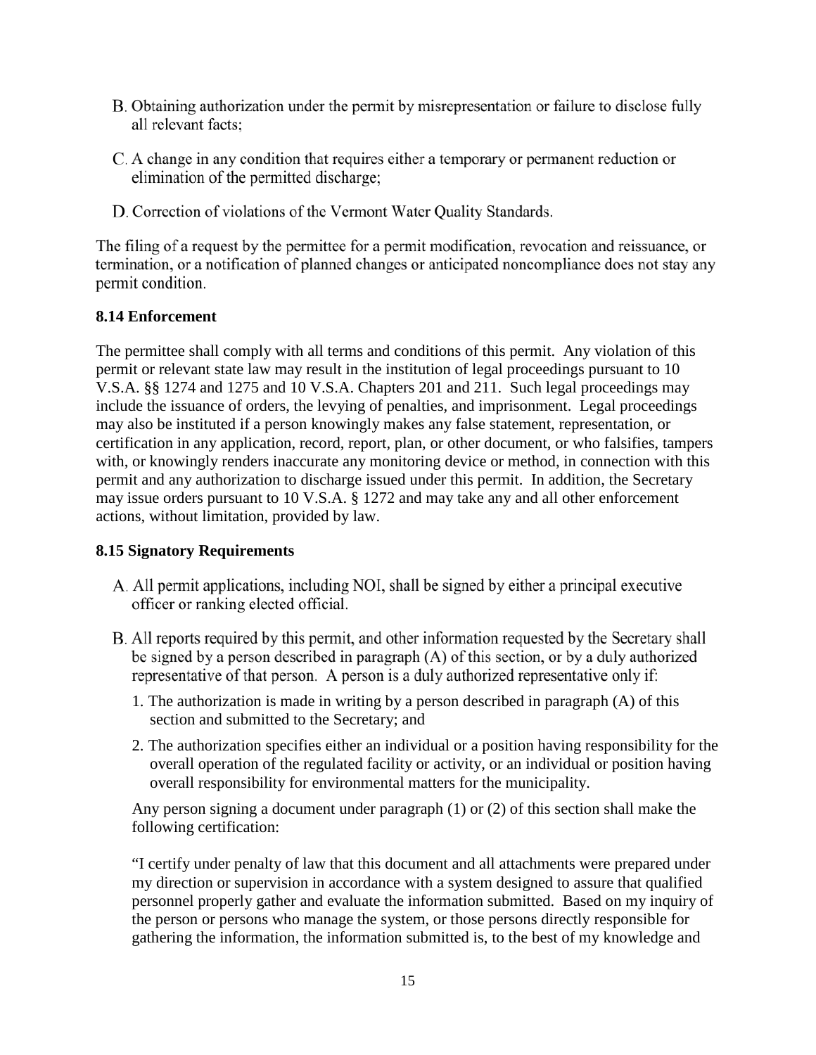B. Obtaining authorization under the permit by misrepresentation or failure to disclose fully all relevant facts;

C. A change in any condition that requires either a temporary or permanent reduction or elimination of the permitted discharge;

D. Correction of violations of the Vermont Water Quality Standards.

The filing of a request by the permittee for a permit modification, revocation and reissuance, or termination, or a notification of planned changes or anticipated noncompliance does not stay any permit condition.

**8.14 Enforcement**

The permittee shall comply with all terms and conditions of this permit. Any violation of this permit or relevant state law may result in the institution of legal proceedings pursuant to 10 V.S.A. §§ 1274 and 1275 and 10 V.S.A. Chapters 201 and 211. Such legal proceedings may include the issuance of orders, the levying of penalties, and imprisonment. Legal proceedings may also be instituted if a person knowingly makes any false statement, representation, or certification in any application, record, report, plan, or other document, or who falsifies, tampers with, or knowingly renders inaccurate any monitoring device or method, in connection with this permit and any authorization to discharge issued under this permit. In addition, the Secretary may issue orders pursuant to 10 V.S.A. § 1272 and may take any and all other enforcement actions, without limitation, provided by law.

**8.15 Signatory Requirements**

A. All permit applications, including NOI, shall be signed by either a principal executive officer or ranking elected official.

B. All reports required by this permit, and other information requested by the Secretary shall be signed by a person described in paragraph (A) of this section, or by a duly authorized representative of that person. A person is a duly authorized representative only if:

   1. The authorization is made in writing by a person described in paragraph (A) of this section and submitted to the Secretary; and

   2. The authorization specifies either an individual or a position having responsibility for the overall operation of the regulated facility or activity, or an individual or position having overall responsibility for environmental matters for the municipality.

   Any person signing a document under paragraph (1) or (2) of this section shall make the following certification:

   "I certify under penalty of law that this document and all attachments were prepared under my direction or supervision in accordance with a system designed to assure that qualified personnel properly gather and evaluate the information submitted. Based on my inquiry of the person or persons who manage the system, or those persons directly responsible for gathering the information, the information submitted is, to the best of my knowledge and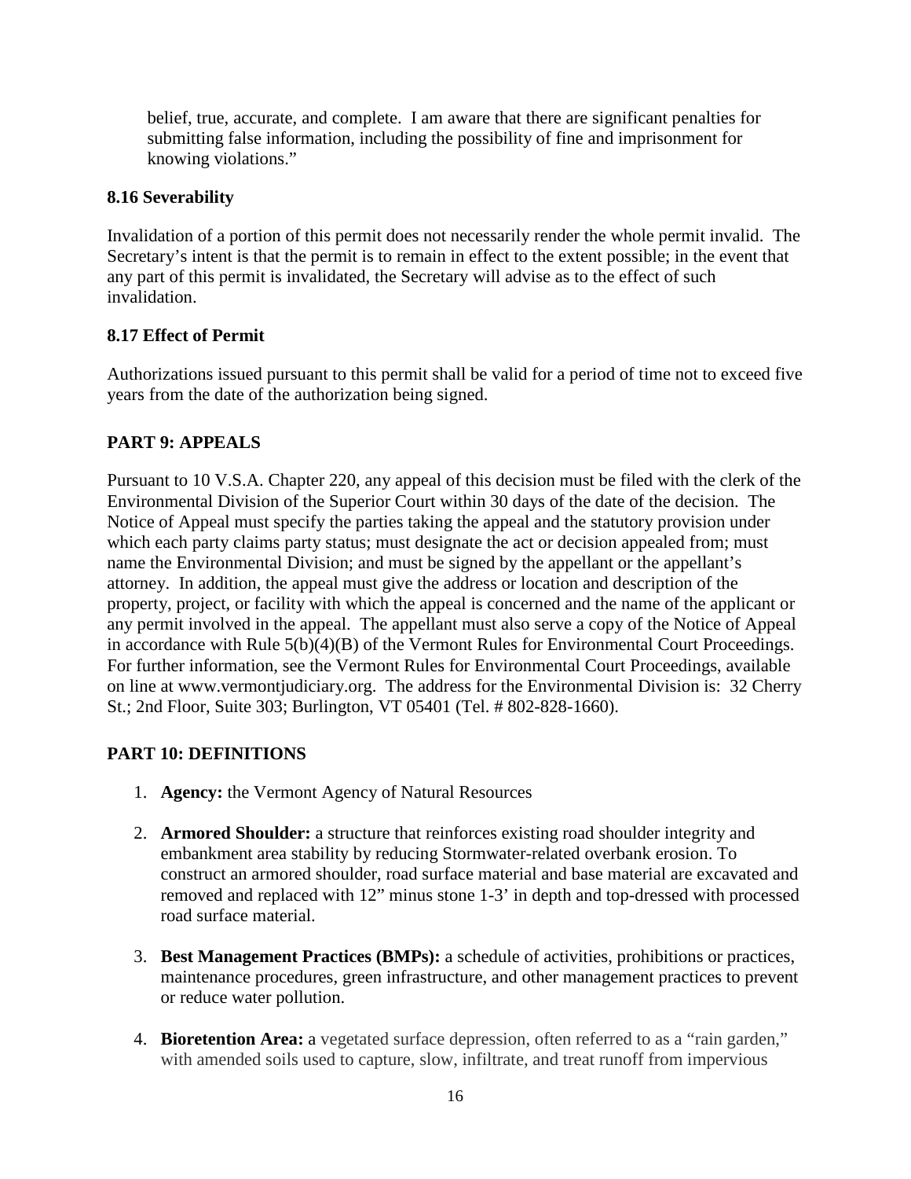belief, true, accurate, and complete. I am aware that there are significant penalties for submitting false information, including the possibility of fine and imprisonment for knowing violations."

### 8.16 Severability

Invalidation of a portion of this permit does not necessarily render the whole permit invalid. The Secretary's intent is that the permit is to remain in effect to the extent possible; in the event that any part of this permit is invalidated, the Secretary will advise as to the effect of such invalidation.

### 8.17 Effect of Permit

Authorizations issued pursuant to this permit shall be valid for a period of time not to exceed five years from the date of the authorization being signed.

## PART 9: APPEALS

Pursuant to 10 V.S.A. Chapter 220, any appeal of this decision must be filed with the clerk of the Environmental Division of the Superior Court within 30 days of the date of the decision. The Notice of Appeal must specify the parties taking the appeal and the statutory provision under which each party claims party status; must designate the act or decision appealed from; must name the Environmental Division; and must be signed by the appellant or the appellant's attorney. In addition, the appeal must give the address or location and description of the property, project, or facility with which the appeal is concerned and the name of the applicant or any permit involved in the appeal. The appellant must also serve a copy of the Notice of Appeal in accordance with Rule 5(b)(4)(B) of the Vermont Rules for Environmental Court Proceedings. For further information, see the Vermont Rules for Environmental Court Proceedings, available on line at www.vermontjudiciary.org. The address for the Environmental Division is: 32 Cherry St.; 2nd Floor, Suite 303; Burlington, VT 05401 (Tel. # 802-828-1660).

## PART 10: DEFINITIONS

1. **Agency:** the Vermont Agency of Natural Resources

2. **Armored Shoulder:** a structure that reinforces existing road shoulder integrity and embankment area stability by reducing Stormwater-related overbank erosion. To construct an armored shoulder, road surface material and base material are excavated and removed and replaced with 12" minus stone 1-3' in depth and top-dressed with processed road surface material.

3. **Best Management Practices (BMPs):** a schedule of activities, prohibitions or practices, maintenance procedures, green infrastructure, and other management practices to prevent or reduce water pollution.

4. **Bioretention Area:** a vegetated surface depression, often referred to as a "rain garden," with amended soils used to capture, slow, infiltrate, and treat runoff from impervious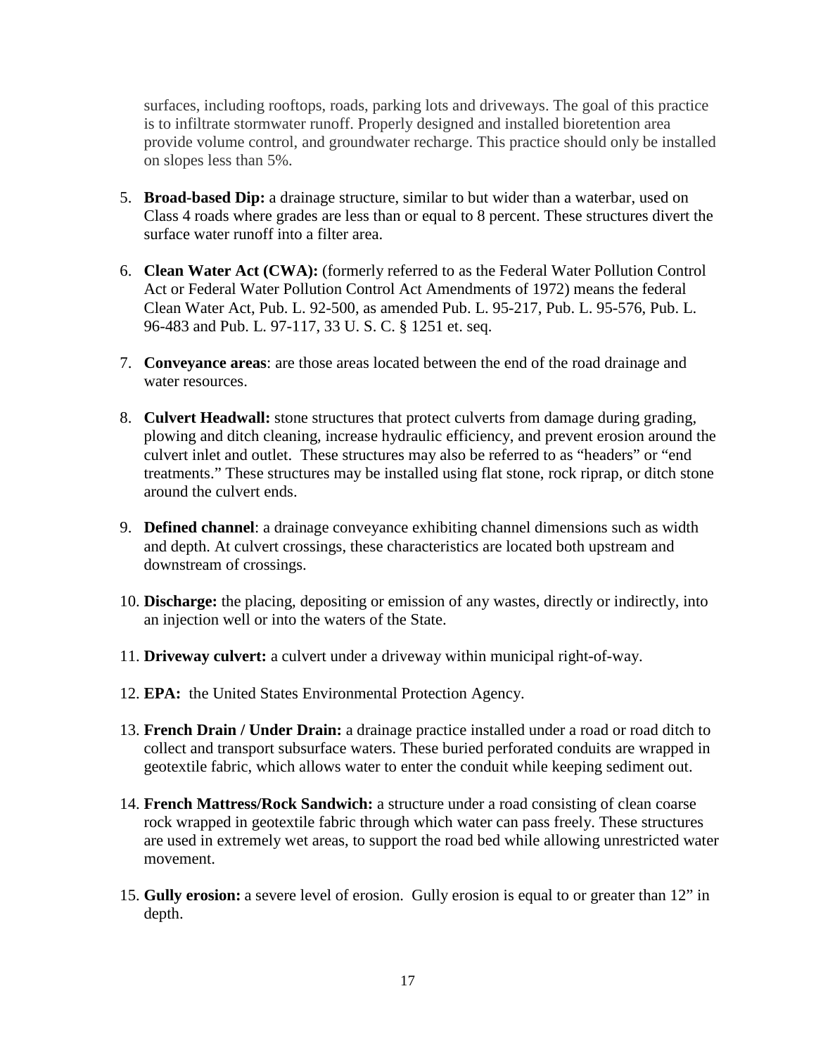surfaces, including rooftops, roads, parking lots and driveways. The goal of this practice is to infiltrate stormwater runoff. Properly designed and installed bioretention area provide volume control, and groundwater recharge. This practice should only be installed on slopes less than 5%.

5. **Broad-based Dip:** a drainage structure, similar to but wider than a waterbar, used on Class 4 roads where grades are less than or equal to 8 percent. These structures divert the surface water runoff into a filter area.

6. **Clean Water Act (CWA):** (formerly referred to as the Federal Water Pollution Control Act or Federal Water Pollution Control Act Amendments of 1972) means the federal Clean Water Act, Pub. L. 92-500, as amended Pub. L. 95-217, Pub. L. 95-576, Pub. L. 96-483 and Pub. L. 97-117, 33 U. S. C. § 1251 et. seq.

7. **Conveyance areas**: are those areas located between the end of the road drainage and water resources.

8. **Culvert Headwall:** stone structures that protect culverts from damage during grading, plowing and ditch cleaning, increase hydraulic efficiency, and prevent erosion around the culvert inlet and outlet. These structures may also be referred to as "headers" or "end treatments." These structures may be installed using flat stone, rock riprap, or ditch stone around the culvert ends.

9. **Defined channel**: a drainage conveyance exhibiting channel dimensions such as width and depth. At culvert crossings, these characteristics are located both upstream and downstream of crossings.

10. **Discharge:** the placing, depositing or emission of any wastes, directly or indirectly, into an injection well or into the waters of the State.

11. **Driveway culvert:** a culvert under a driveway within municipal right-of-way.

12. **EPA:** the United States Environmental Protection Agency.

13. **French Drain / Under Drain:** a drainage practice installed under a road or road ditch to collect and transport subsurface waters. These buried perforated conduits are wrapped in geotextile fabric, which allows water to enter the conduit while keeping sediment out.

14. **French Mattress/Rock Sandwich:** a structure under a road consisting of clean coarse rock wrapped in geotextile fabric through which water can pass freely. These structures are used in extremely wet areas, to support the road bed while allowing unrestricted water movement.

15. **Gully erosion:** a severe level of erosion. Gully erosion is equal to or greater than 12" in depth.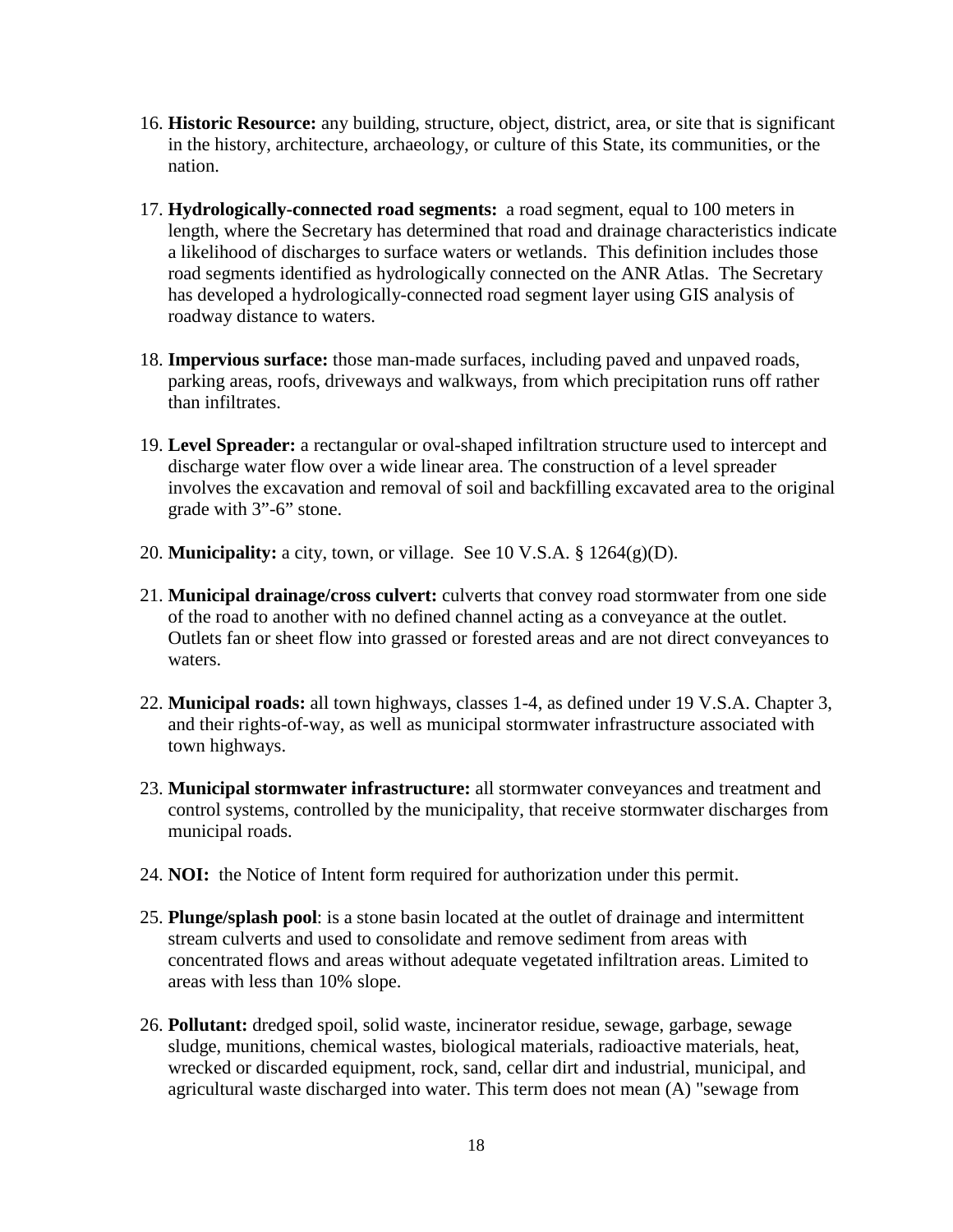16. **Historic Resource:** any building, structure, object, district, area, or site that is significant in the history, architecture, archaeology, or culture of this State, its communities, or the nation.

17. **Hydrologically-connected road segments:** a road segment, equal to 100 meters in length, where the Secretary has determined that road and drainage characteristics indicate a likelihood of discharges to surface waters or wetlands. This definition includes those road segments identified as hydrologically connected on the ANR Atlas. The Secretary has developed a hydrologically-connected road segment layer using GIS analysis of roadway distance to waters.

18. **Impervious surface:** those man-made surfaces, including paved and unpaved roads, parking areas, roofs, driveways and walkways, from which precipitation runs off rather than infiltrates.

19. **Level Spreader:** a rectangular or oval-shaped infiltration structure used to intercept and discharge water flow over a wide linear area. The construction of a level spreader involves the excavation and removal of soil and backfilling excavated area to the original grade with 3”-6” stone.

20. **Municipality:** a city, town, or village. See 10 V.S.A. § 1264(g)(D).

21. **Municipal drainage/cross culvert:** culverts that convey road stormwater from one side of the road to another with no defined channel acting as a conveyance at the outlet. Outlets fan or sheet flow into grassed or forested areas and are not direct conveyances to waters.

22. **Municipal roads:** all town highways, classes 1-4, as defined under 19 V.S.A. Chapter 3, and their rights-of-way, as well as municipal stormwater infrastructure associated with town highways.

23. **Municipal stormwater infrastructure:** all stormwater conveyances and treatment and control systems, controlled by the municipality, that receive stormwater discharges from municipal roads.

24. **NOI:** the Notice of Intent form required for authorization under this permit.

25. **Plunge/splash pool**: is a stone basin located at the outlet of drainage and intermittent stream culverts and used to consolidate and remove sediment from areas with concentrated flows and areas without adequate vegetated infiltration areas. Limited to areas with less than 10% slope.

26. **Pollutant:** dredged spoil, solid waste, incinerator residue, sewage, garbage, sewage sludge, munitions, chemical wastes, biological materials, radioactive materials, heat, wrecked or discarded equipment, rock, sand, cellar dirt and industrial, municipal, and agricultural waste discharged into water. This term does not mean (A) "sewage from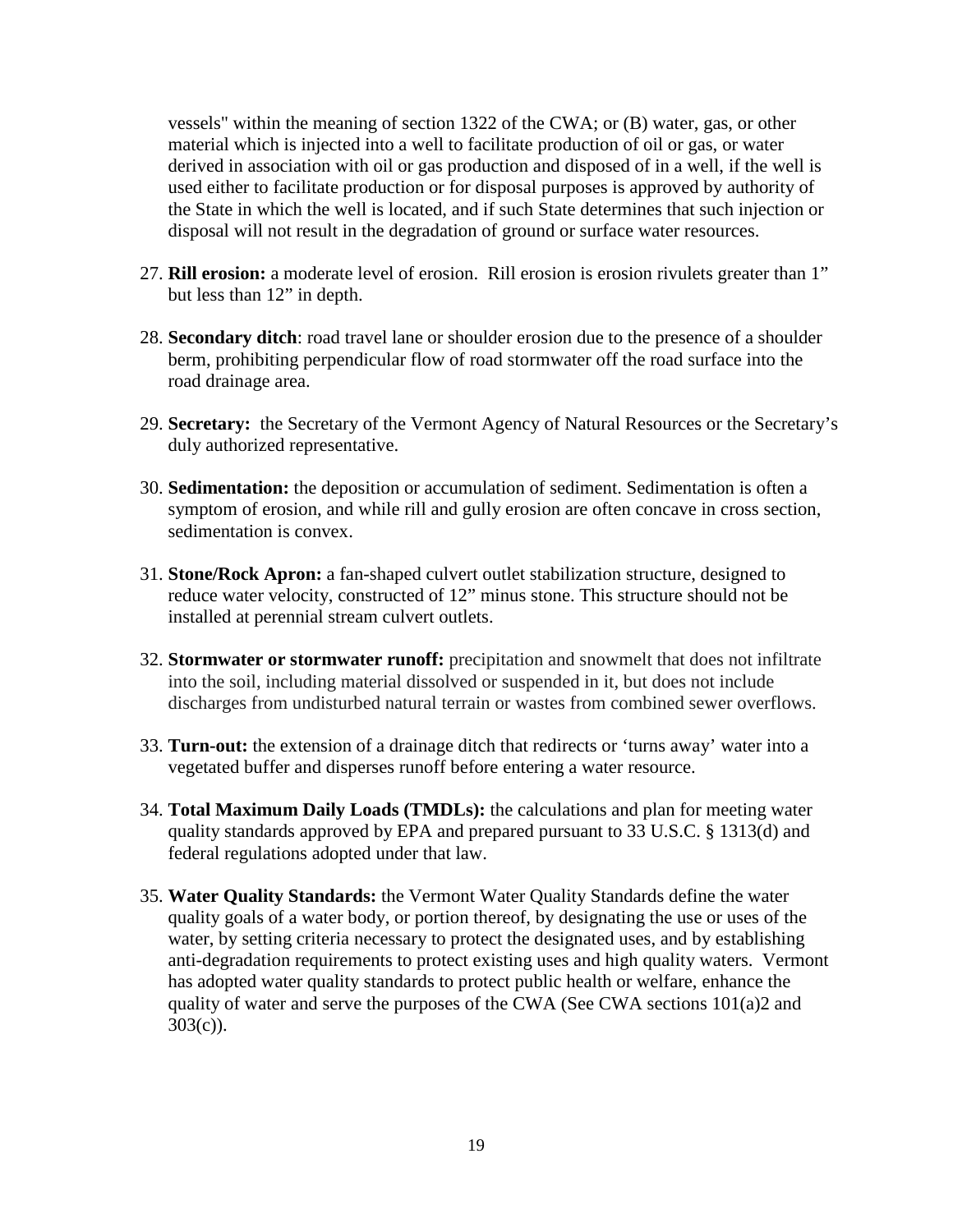vessels" within the meaning of section 1322 of the CWA; or (B) water, gas, or other material which is injected into a well to facilitate production of oil or gas, or water derived in association with oil or gas production and disposed of in a well, if the well is used either to facilitate production or for disposal purposes is approved by authority of the State in which the well is located, and if such State determines that such injection or disposal will not result in the degradation of ground or surface water resources.

27. **Rill erosion:** a moderate level of erosion. Rill erosion is erosion rivulets greater than 1" but less than 12" in depth.

28. **Secondary ditch**: road travel lane or shoulder erosion due to the presence of a shoulder berm, prohibiting perpendicular flow of road stormwater off the road surface into the road drainage area.

29. **Secretary:** the Secretary of the Vermont Agency of Natural Resources or the Secretary's duly authorized representative.

30. **Sedimentation:** the deposition or accumulation of sediment. Sedimentation is often a symptom of erosion, and while rill and gully erosion are often concave in cross section, sedimentation is convex.

31. **Stone/Rock Apron:** a fan-shaped culvert outlet stabilization structure, designed to reduce water velocity, constructed of 12" minus stone. This structure should not be installed at perennial stream culvert outlets.

32. **Stormwater or stormwater runoff:** precipitation and snowmelt that does not infiltrate into the soil, including material dissolved or suspended in it, but does not include discharges from undisturbed natural terrain or wastes from combined sewer overflows.

33. **Turn-out:** the extension of a drainage ditch that redirects or 'turns away' water into a vegetated buffer and disperses runoff before entering a water resource.

34. **Total Maximum Daily Loads (TMDLs):** the calculations and plan for meeting water quality standards approved by EPA and prepared pursuant to 33 U.S.C. § 1313(d) and federal regulations adopted under that law.

35. **Water Quality Standards:** the Vermont Water Quality Standards define the water quality goals of a water body, or portion thereof, by designating the use or uses of the water, by setting criteria necessary to protect the designated uses, and by establishing anti-degradation requirements to protect existing uses and high quality waters. Vermont has adopted water quality standards to protect public health or welfare, enhance the quality of water and serve the purposes of the CWA (See CWA sections 101(a)2 and 303(c)).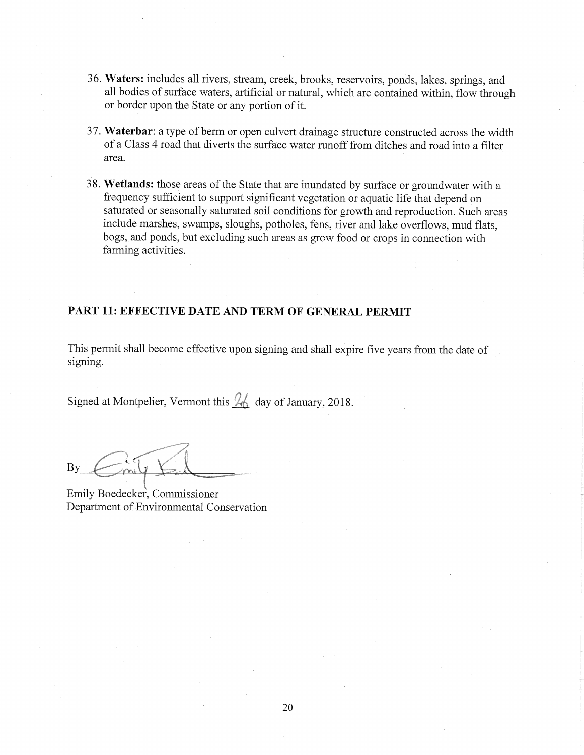36. **Waters:** includes all rivers, stream, creek, brooks, reservoirs, ponds, lakes, springs, and all bodies of surface waters, artificial or natural, which are contained within, flow through or border upon the State or any portion of it.

37. **Waterbar**: a type of berm or open culvert drainage structure constructed across the width of a Class 4 road that diverts the surface water runoff from ditches and road into a filter area.

38. **Wetlands:** those areas of the State that are inundated by surface or groundwater with a frequency sufficient to support significant vegetation or aquatic life that depend on saturated or seasonally saturated soil conditions for growth and reproduction. Such areas include marshes, swamps, sloughs, potholes, fens, river and lake overflows, mud flats, bogs, and ponds, but excluding such areas as grow food or crops in connection with farming activities.

## PART 11: EFFECTIVE DATE AND TERM OF GENERAL PERMIT

This permit shall become effective upon signing and shall expire five years from the date of signing.

Signed at Montpelier, Vermont this 26 day of January, 2018.

By ______________________

Emily Boedecker, Commissioner
Department of Environmental Conservation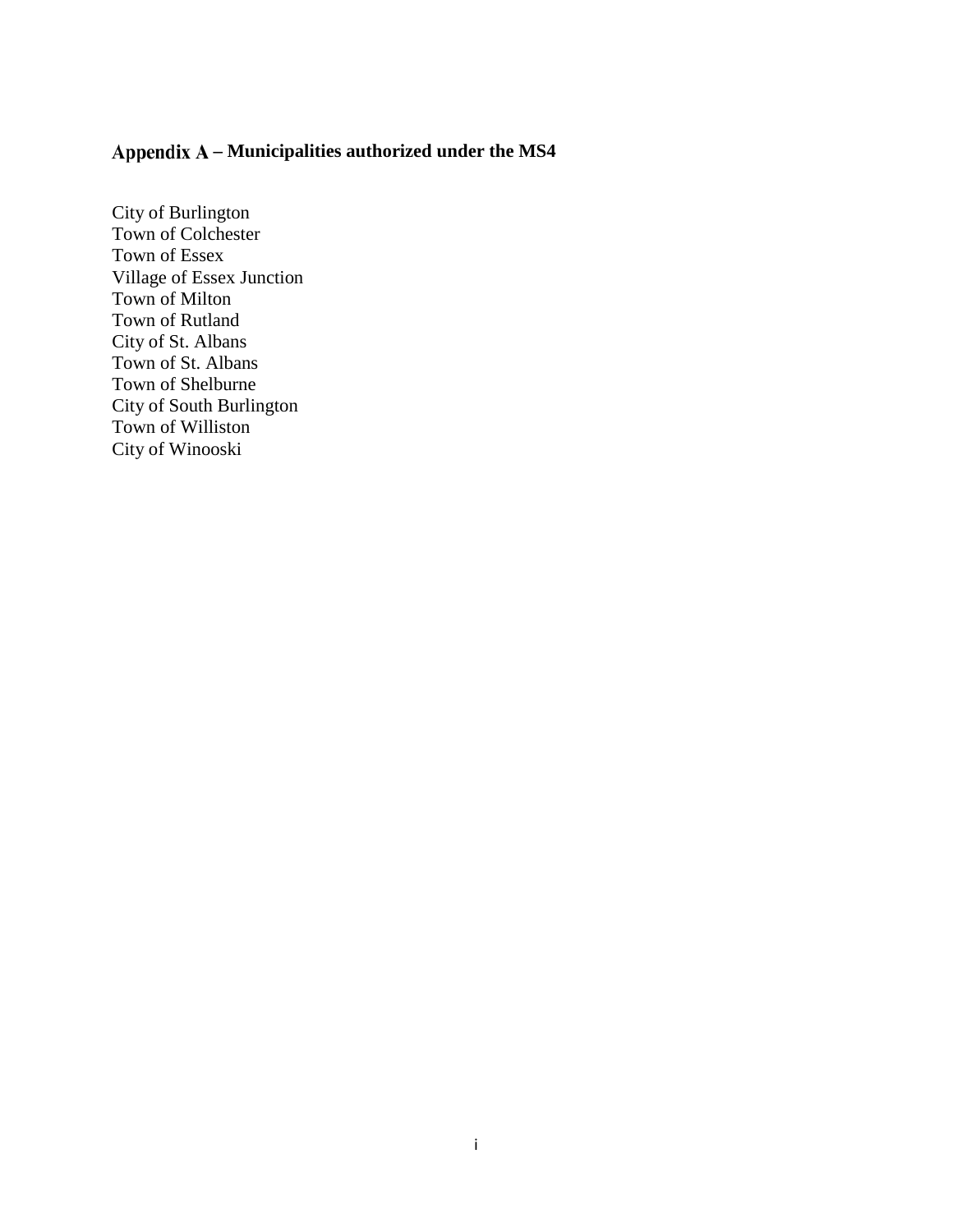## Appendix A – Municipalities authorized under the MS4

City of Burlington
Town of Colchester
Town of Essex
Village of Essex Junction
Town of Milton
Town of Rutland
City of St. Albans
Town of St. Albans
Town of Shelburne
City of South Burlington
Town of Williston
City of Winooski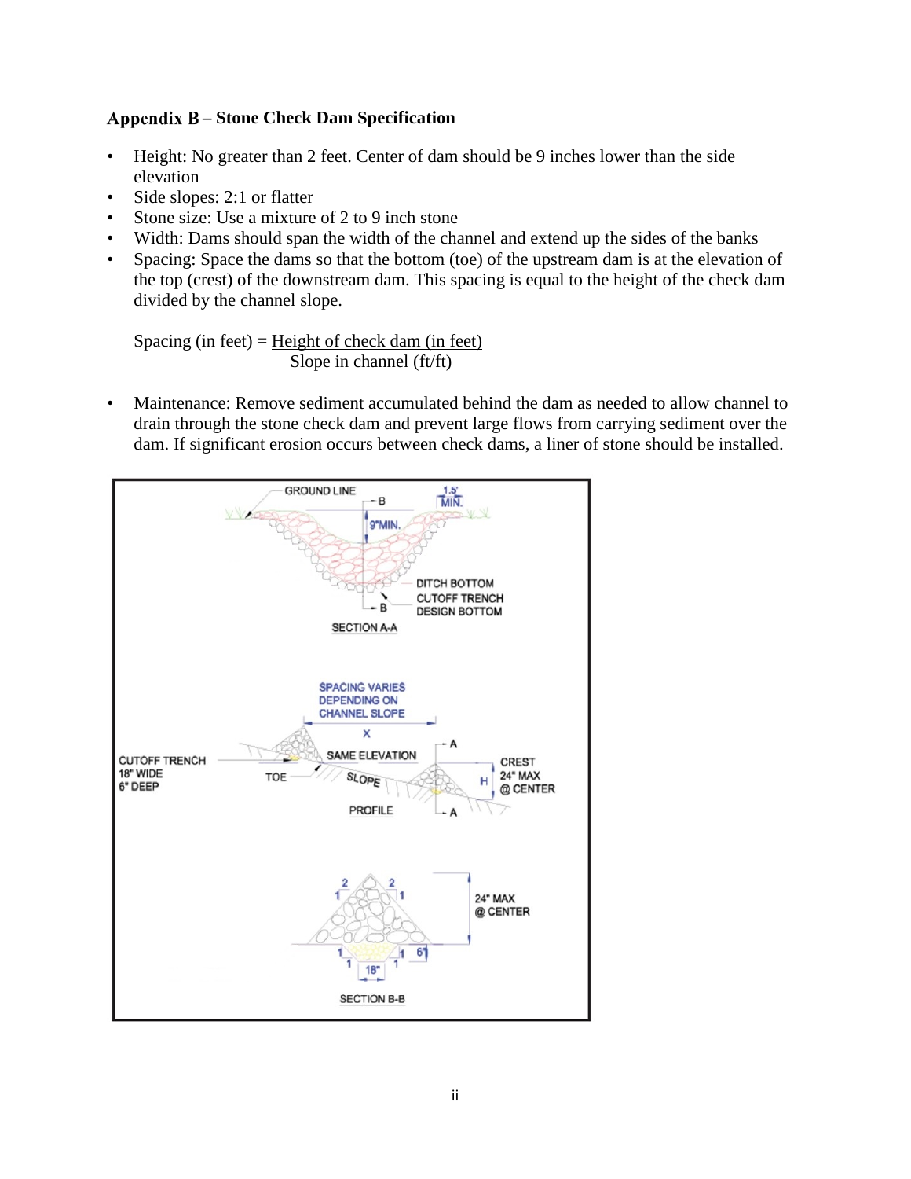## Appendix B – Stone Check Dam Specification

- Height: No greater than 2 feet. Center of dam should be 9 inches lower than the side elevation
- Side slopes: 2:1 or flatter
- Stone size: Use a mixture of 2 to 9 inch stone
- Width: Dams should span the width of the channel and extend up the sides of the banks
- Spacing: Space the dams so that the bottom (toe) of the upstream dam is at the elevation of the top (crest) of the downstream dam. This spacing is equal to the height of the check dam divided by the channel slope.

$$\text{Spacing (in feet)} = \frac{\text{Height of check dam (in feet)}}{\text{Slope in channel (ft/ft)}}$$

- Maintenance: Remove sediment accumulated behind the dam as needed to allow channel to drain through the stone check dam and prevent large flows from carrying sediment over the dam. If significant erosion occurs between check dams, a liner of stone should be installed.

GROUND LINE
B
1.5' MIN.
9" MIN.
DITCH BOTTOM
CUTOFF TRENCH DESIGN BOTTOM
B
SECTION A-A

SPACING VARIES DEPENDING ON CHANNEL SLOPE
X
A
CUTOFF TRENCH 18" WIDE 6" DEEP
SAME ELEVATION
TOE
SLOPE
H
CREST 24" MAX @ CENTER
PROFILE
A

2 1
2 1
24" MAX @ CENTER
1 1
1 1
6"
18"
SECTION B-B